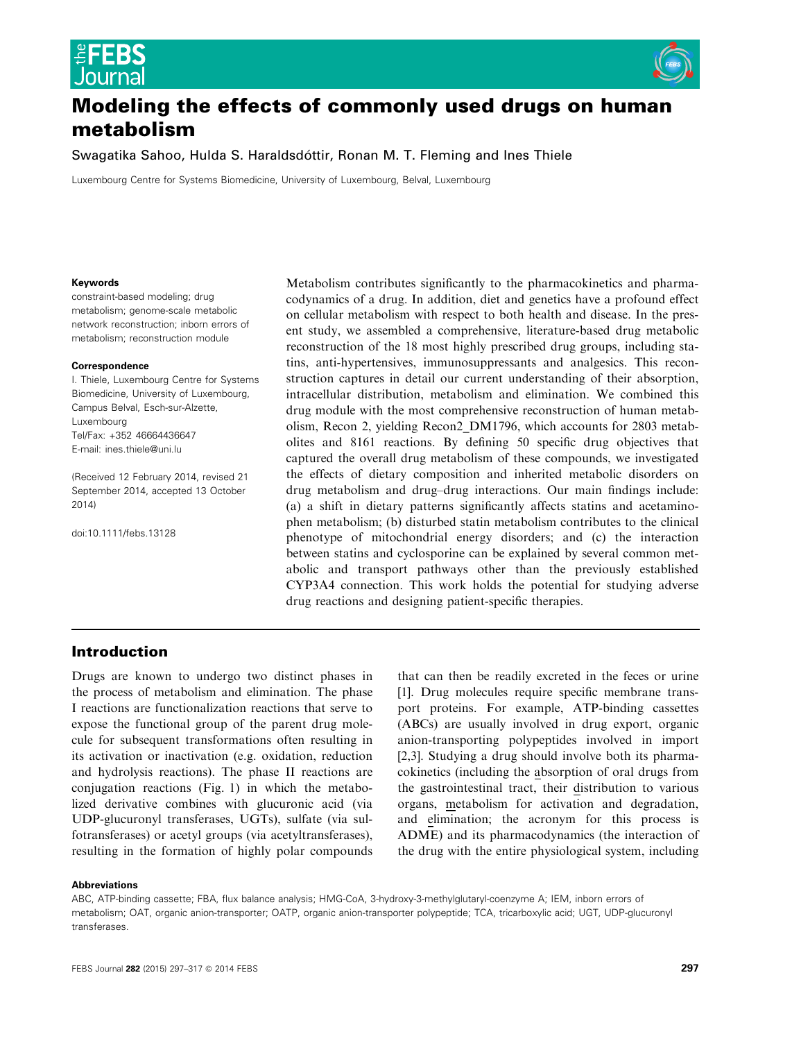# Modeling the effects of commonly used drugs on human metabolism

Swagatika Sahoo, Hulda S. Haraldsdóttir, Ronan M. T. Fleming and Ines Thiele

Luxembourg Centre for Systems Biomedicine, University of Luxembourg, Belval, Luxembourg

**Keywords**

constraint-based modeling; drug metabolism; genome-scale metabolic network reconstruction; inborn errors of metabolism; reconstruction module

**Correspondence**

I. Thiele, Luxembourg Centre for Systems Biomedicine, University of Luxembourg, Campus Belval, Esch-sur-Alzette, Luxembourg
Tel/Fax: +352 46664436647
E-mail: ines.thiele@uni.lu

(Received 12 February 2014, revised 21 September 2014, accepted 13 October 2014)

doi:10.1111/febs.13128

Metabolism contributes significantly to the pharmacokinetics and pharmacodynamics of a drug. In addition, diet and genetics have a profound effect on cellular metabolism with respect to both health and disease. In the present study, we assembled a comprehensive, literature-based drug metabolic reconstruction of the 18 most highly prescribed drug groups, including statins, anti-hypertensives, immunosuppressants and analgesics. This reconstruction captures in detail our current understanding of their absorption, intracellular distribution, metabolism and elimination. We combined this drug module with the most comprehensive reconstruction of human metabolism, Recon 2, yielding Recon2_DM1796, which accounts for 2803 metabolites and 8161 reactions. By defining 50 specific drug objectives that captured the overall drug metabolism of these compounds, we investigated the effects of dietary composition and inherited metabolic disorders on drug metabolism and drug–drug interactions. Our main findings include: (a) a shift in dietary patterns significantly affects statins and acetaminophen metabolism; (b) disturbed statin metabolism contributes to the clinical phenotype of mitochondrial energy disorders; and (c) the interaction between statins and cyclosporine can be explained by several common metabolic and transport pathways other than the previously established CYP3A4 connection. This work holds the potential for studying adverse drug reactions and designing patient-specific therapies.

## Introduction

Drugs are known to undergo two distinct phases in the process of metabolism and elimination. The phase I reactions are functionalization reactions that serve to expose the functional group of the parent drug molecule for subsequent transformations often resulting in its activation or inactivation (e.g. oxidation, reduction and hydrolysis reactions). The phase II reactions are conjugation reactions (Fig. 1) in which the metabolized derivative combines with glucuronic acid (via UDP-glucuronyl transferases, UGTs), sulfate (via sulfotransferases) or acetyl groups (via acetyltransferases), resulting in the formation of highly polar compounds that can then be readily excreted in the feces or urine [1]. Drug molecules require specific membrane transport proteins. For example, ATP-binding cassettes (ABCs) are usually involved in drug export, organic anion-transporting polypeptides involved in import [2,3]. Studying a drug should involve both its pharmacokinetics (including the absorption of oral drugs from the gastrointestinal tract, their distribution to various organs, metabolism for activation and degradation, and elimination; the acronym for this process is ADME) and its pharmacodynamics (the interaction of the drug with the entire physiological system, including

**Abbreviations**

ABC, ATP-binding cassette; FBA, flux balance analysis; HMG-CoA, 3-hydroxy-3-methylglutaryl-coenzyme A; IEM, inborn errors of metabolism; OAT, organic anion-transporter; OATP, organic anion-transporter polypeptide; TCA, tricarboxylic acid; UGT, UDP-glucuronyl transferases.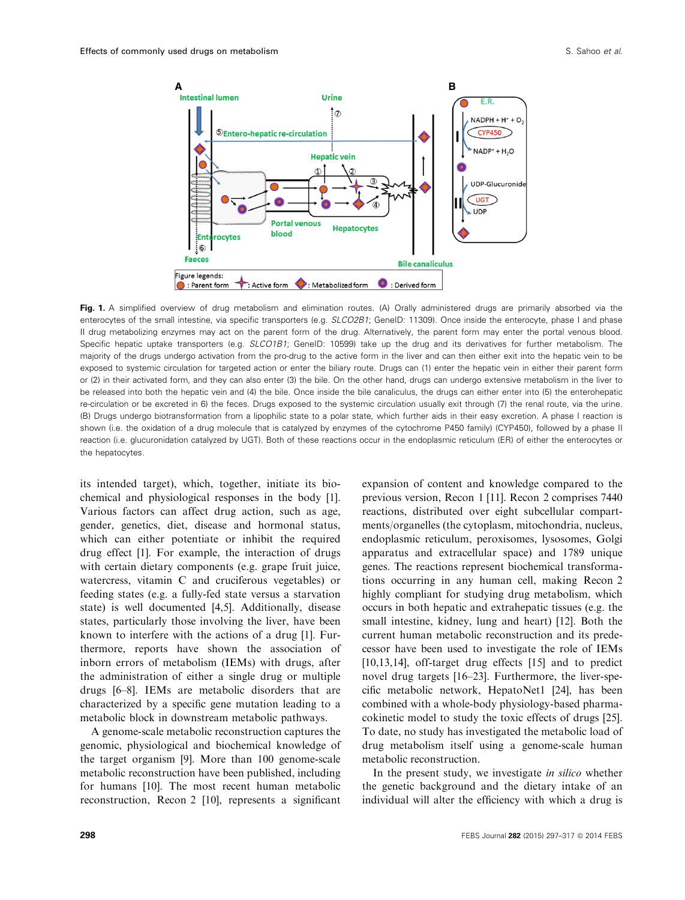**Fig. 1.** A simplified overview of drug metabolism and elimination routes. (A) Orally administered drugs are primarily absorbed via the enterocytes of the small intestine, via specific transporters (e.g. *SLCO2B1*; GeneID: 11309). Once inside the enterocyte, phase I and phase II drug metabolizing enzymes may act on the parent form of the drug. Alternatively, the parent form may enter the portal venous blood. Specific hepatic uptake transporters (e.g. *SLCO1B1*; GeneID: 10599) take up the drug and its derivatives for further metabolism. The majority of the drugs undergo activation from the pro-drug to the active form in the liver and can then either exit into the hepatic vein to be exposed to systemic circulation for targeted action or enter the biliary route. Drugs can (1) enter the hepatic vein in either their parent form or (2) in their activated form, and they can also enter (3) the bile. On the other hand, drugs can undergo extensive metabolism in the liver to be released into both the hepatic vein and (4) the bile. Once inside the bile canaliculus, the drugs can either enter into (5) the enterohepatic re-circulation or be excreted in 6) the feces. Drugs exposed to the systemic circulation usually exit through (7) the renal route, via the urine. (B) Drugs undergo biotransformation from a lipophilic state to a polar state, which further aids in their easy excretion. A phase I reaction is shown (i.e. the oxidation of a drug molecule that is catalyzed by enzymes of the cytochrome P450 family) (CYP450), followed by a phase II reaction (i.e. glucuronidation catalyzed by UGT). Both of these reactions occur in the endoplasmic reticulum (ER) of either the enterocytes or the hepatocytes.

its intended target), which, together, initiate its biochemical and physiological responses in the body [1]. Various factors can affect drug action, such as age, gender, genetics, diet, disease and hormonal status, which can either potentiate or inhibit the required drug effect [1]. For example, the interaction of drugs with certain dietary components (e.g. grape fruit juice, watercress, vitamin C and cruciferous vegetables) or feeding states (e.g. a fully-fed state versus a starvation state) is well documented [4,5]. Additionally, disease states, particularly those involving the liver, have been known to interfere with the actions of a drug [1]. Furthermore, reports have shown the association of inborn errors of metabolism (IEMs) with drugs, after the administration of either a single drug or multiple drugs [6–8]. IEMs are metabolic disorders that are characterized by a specific gene mutation leading to a metabolic block in downstream metabolic pathways.

A genome-scale metabolic reconstruction captures the genomic, physiological and biochemical knowledge of the target organism [9]. More than 100 genome-scale metabolic reconstruction have been published, including for humans [10]. The most recent human metabolic reconstruction, Recon 2 [10], represents a significant expansion of content and knowledge compared to the previous version, Recon 1 [11]. Recon 2 comprises 7440 reactions, distributed over eight subcellular compartments/organelles (the cytoplasm, mitochondria, nucleus, endoplasmic reticulum, peroxisomes, lysosomes, Golgi apparatus and extracellular space) and 1789 unique genes. The reactions represent biochemical transformations occurring in any human cell, making Recon 2 highly compliant for studying drug metabolism, which occurs in both hepatic and extrahepatic tissues (e.g. the small intestine, kidney, lung and heart) [12]. Both the current human metabolic reconstruction and its predecessor have been used to investigate the role of IEMs [10,13,14], off-target drug effects [15] and to predict novel drug targets [16–23]. Furthermore, the liver-specific metabolic network, HepatoNet1 [24], has been combined with a whole-body physiology-based pharmacokinetic model to study the toxic effects of drugs [25]. To date, no study has investigated the metabolic load of drug metabolism itself using a genome-scale human metabolic reconstruction.

In the present study, we investigate *in silico* whether the genetic background and the dietary intake of an individual will alter the efficiency with which a drug is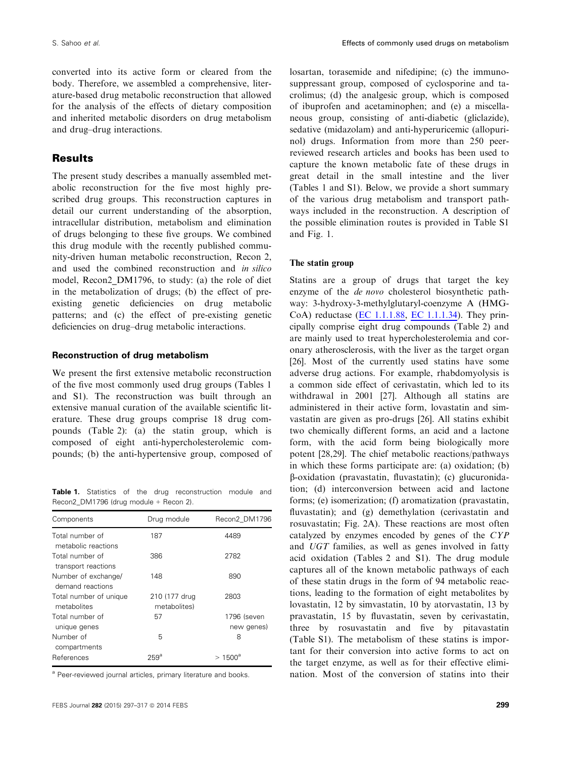converted into its active form or cleared from the body. Therefore, we assembled a comprehensive, literature-based drug metabolic reconstruction that allowed for the analysis of the effects of dietary composition and inherited metabolic disorders on drug metabolism and drug–drug interactions.

## Results

The present study describes a manually assembled metabolic reconstruction for the five most highly prescribed drug groups. This reconstruction captures in detail our current understanding of the absorption, intracellular distribution, metabolism and elimination of drugs belonging to these five groups. We combined this drug module with the recently published community-driven human metabolic reconstruction, Recon 2, and used the combined reconstruction and *in silico* model, Recon2_DM1796, to study: (a) the role of diet in the metabolization of drugs; (b) the effect of pre-existing genetic deficiencies on drug metabolic patterns; and (c) the effect of pre-existing genetic deficiencies on drug–drug metabolic interactions.

### Reconstruction of drug metabolism

We present the first extensive metabolic reconstruction of the five most commonly used drug groups (Tables 1 and S1). The reconstruction was built through an extensive manual curation of the available scientific literature. These drug groups comprise 18 drug compounds (Table 2): (a) the statin group, which is composed of eight anti-hypercholesterolemic compounds; (b) the anti-hypertensive group, composed of losartan, torasemide and nifedipine; (c) the immunosuppressant group, composed of cyclosporine and tacrolimus; (d) the analgesic group, which is composed of ibuprofen and acetaminophen; and (e) a miscellaneous group, consisting of anti-diabetic (gliclazide), sedative (midazolam) and anti-hyperuricemic (allopurinol) drugs. Information from more than 250 peer-reviewed research articles and books has been used to capture the known metabolic fate of these drugs in great detail in the small intestine and the liver (Tables 1 and S1). Below, we provide a short summary of the various drug metabolism and transport pathways included in the reconstruction. A description of the possible elimination routes is provided in Table S1 and Fig. 1.

**Table 1.** Statistics of the drug reconstruction module and Recon2_DM1796 (drug module + Recon 2).

| Components | Drug module | Recon2_DM1796 |
|---|---|---|
| Total number of metabolic reactions | 187 | 4489 |
| Total number of transport reactions | 386 | 2782 |
| Number of exchange/demand reactions | 148 | 890 |
| Total number of unique metabolites | 210 (177 drug metabolites) | 2803 |
| Total number of unique genes | 57 | 1796 (seven new genes) |
| Number of compartments | 5 | 8 |
| References | 259[a] | > 1500[a] |

[a] Peer-reviewed journal articles, primary literature and books.

### The statin group

Statins are a group of drugs that target the key enzyme of the *de novo* cholesterol biosynthetic pathway: 3-hydroxy-3-methylglutaryl-coenzyme A (HMG-CoA) reductase (EC 1.1.1.88, EC 1.1.1.34). They principally comprise eight drug compounds (Table 2) and are mainly used to treat hypercholesterolemia and coronary atherosclerosis, with the liver as the target organ [26]. Most of the currently used statins have some adverse drug actions. For example, rhabdomyolysis is a common side effect of cerivastatin, which led to its withdrawal in 2001 [27]. Although all statins are administered in their active form, lovastatin and simvastatin are given as pro-drugs [26]. All statins exhibit two chemically different forms, an acid and a lactone form, with the acid form being biologically more potent [28,29]. The chief metabolic reactions/pathways in which these forms participate are: (a) oxidation; (b) β-oxidation (pravastatin, fluvastatin); (c) glucuronidation; (d) interconversion between acid and lactone forms; (e) isomerization; (f) aromatization (pravastatin, fluvastatin); and (g) demethylation (cerivastatin and rosuvastatin; Fig. 2A). These reactions are most often catalyzed by enzymes encoded by genes of the *CYP* and *UGT* families, as well as genes involved in fatty acid oxidation (Tables 2 and S1). The drug module captures all of the known metabolic pathways of each of these statin drugs in the form of 94 metabolic reactions, leading to the formation of eight metabolites by lovastatin, 12 by simvastatin, 10 by atorvastatin, 13 by pravastatin, 15 by fluvastatin, seven by cerivastatin, three by rosuvastatin and five by pitavastatin (Table S1). The metabolism of these statins is important for their conversion into active forms to act on the target enzyme, as well as for their effective elimination. Most of the conversion of statins into their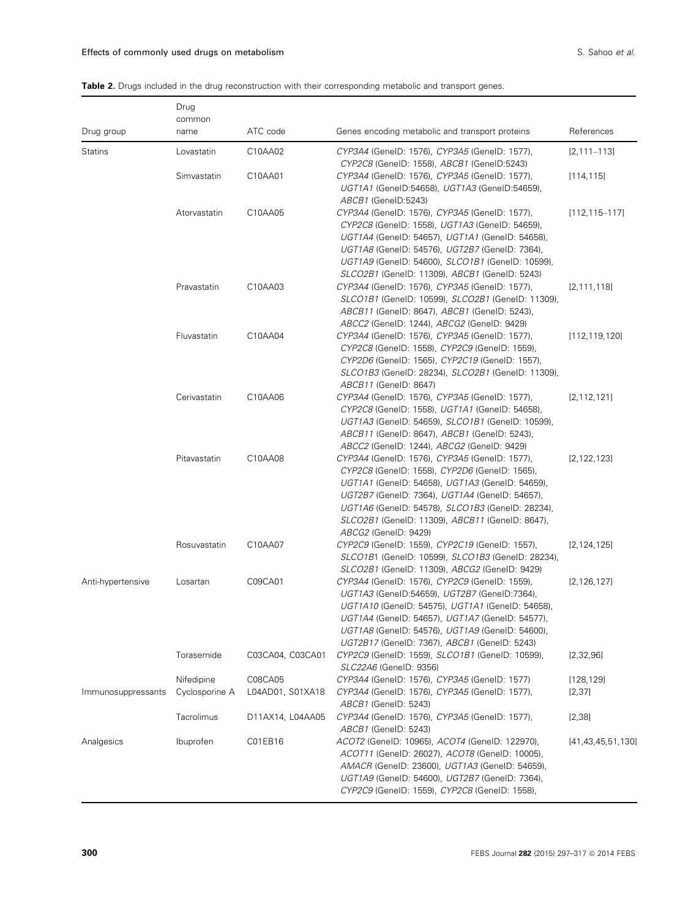**Table 2.** Drugs included in the drug reconstruction with their corresponding metabolic and transport genes.

| Drug group | Drug common name | ATC code | Genes encoding metabolic and transport proteins | References |
|---|---|---|---|---|
| Statins | Lovastatin | C10AA02 | *CYP3A4* (GeneID: 1576), *CYP3A5* (GeneID: 1577), *CYP2C8* (GeneID: 1558), *ABCB1* (GeneID:5243) | [2,111–113] |
| | Simvastatin | C10AA01 | *CYP3A4* (GeneID: 1576), *CYP3A5* (GeneID: 1577), *UGT1A1* (GeneID:54658), *UGT1A3* (GeneID:54659), *ABCB1* (GeneID:5243) | [114,115] |
| | Atorvastatin | C10AA05 | *CYP3A4* (GeneID: 1576), *CYP3A5* (GeneID: 1577), *CYP2C8* (GeneID: 1558), *UGT1A3* (GeneID: 54659), *UGT1A4* (GeneID: 54657), *UGT1A1* (GeneID: 54658), *UGT1A8* (GeneID: 54576), *UGT2B7* (GeneID: 7364), *UGT1A9* (GeneID: 54600), *SLCO1B1* (GeneID: 10599), *SLCO2B1* (GeneID: 11309), *ABCB1* (GeneID: 5243) | [112,115–117] |
| | Pravastatin | C10AA03 | *CYP3A4* (GeneID: 1576), *CYP3A5* (GeneID: 1577), *SLCO1B1* (GeneID: 10599), *SLCO2B1* (GeneID: 11309), *ABCB11* (GeneID: 8647), *ABCB1* (GeneID: 5243), *ABCC2* (GeneID: 1244), *ABCG2* (GeneID: 9429) | [2,111,118] |
| | Fluvastatin | C10AA04 | *CYP3A4* (GeneID: 1576), *CYP3A5* (GeneID: 1577), *CYP2C8* (GeneID: 1558), *CYP2C9* (GeneID: 1559), *CYP2D6* (GeneID: 1565), *CYP2C19* (GeneID: 1557), *SLCO1B3* (GeneID: 28234), *SLCO2B1* (GeneID: 11309), *ABCB11* (GeneID: 8647) | [112,119,120] |
| | Cerivastatin | C10AA06 | *CYP3A4* (GeneID: 1576), *CYP3A5* (GeneID: 1577), *CYP2C8* (GeneID: 1558), *UGT1A1* (GeneID: 54658), *UGT1A3* (GeneID: 54659), *SLCO1B1* (GeneID: 10599), *ABCB11* (GeneID: 8647), *ABCB1* (GeneID: 5243), *ABCC2* (GeneID: 1244), *ABCG2* (GeneID: 9429) | [2,112,121] |
| | Pitavastatin | C10AA08 | *CYP3A4* (GeneID: 1576), *CYP3A5* (GeneID: 1577), *CYP2C8* (GeneID: 1558), *CYP2D6* (GeneID: 1565), *UGT1A1* (GeneID: 54658), *UGT1A3* (GeneID: 54659), *UGT2B7* (GeneID: 7364), *UGT1A4* (GeneID: 54657), *UGT1A6* (GeneID: 54578), *SLCO1B3* (GeneID: 28234), *SLCO2B1* (GeneID: 11309), *ABCB11* (GeneID: 8647), *ABCG2* (GeneID: 9429) | [2,122,123] |
| | Rosuvastatin | C10AA07 | *CYP2C9* (GeneID: 1559), *CYP2C19* (GeneID: 1557), *SLCO1B1* (GeneID: 10599), *SLCO1B3* (GeneID: 28234), *SLCO2B1* (GeneID: 11309), *ABCG2* (GeneID: 9429) | [2,124,125] |
| Anti-hypertensive | Losartan | C09CA01 | *CYP3A4* (GeneID: 1576), *CYP2C9* (GeneID: 1559), *UGT1A3* (GeneID:54659), *UGT2B7* (GeneID:7364), *UGT1A10* (GeneID: 54575), *UGT1A1* (GeneID: 54658), *UGT1A4* (GeneID: 54657), *UGT1A7* (GeneID: 54577), *UGT1A8* (GeneID: 54576), *UGT1A9* (GeneID: 54600), *UGT2B17* (GeneID: 7367), *ABCB1* (GeneID: 5243) | [2,126,127] |
| | Torasemide | C03CA04, C03CA01 | *CYP2C9* (GeneID: 1559), *SLCO1B1* (GeneID: 10599), *SLC22A6* (GeneID: 9356) | [2,32,96] |
| | Nifedipine | C08CA05 | *CYP3A4* (GeneID: 1576), *CYP3A5* (GeneID: 1577) | [128,129] |
| Immunosuppressants | Cyclosporine A | L04AD01, S01XA18 | *CYP3A4* (GeneID: 1576), *CYP3A5* (GeneID: 1577), *ABCB1* (GeneID: 5243) | [2,37] |
| | Tacrolimus | D11AX14, L04AA05 | *CYP3A4* (GeneID: 1576), *CYP3A5* (GeneID: 1577), *ABCB1* (GeneID: 5243) | [2,38] |
| Analgesics | Ibuprofen | C01EB16 | *ACOT2* (GeneID: 10965), *ACOT4* (GeneID: 122970), *ACOT11* (GeneID: 26027), *ACOT8* (GeneID: 10005), *AMACR* (GeneID: 23600), *UGT1A3* (GeneID: 54659), *UGT1A9* (GeneID: 54600), *UGT2B7* (GeneID: 7364), *CYP2C9* (GeneID: 1559), *CYP2C8* (GeneID: 1558), | [41,43,45,51,130] |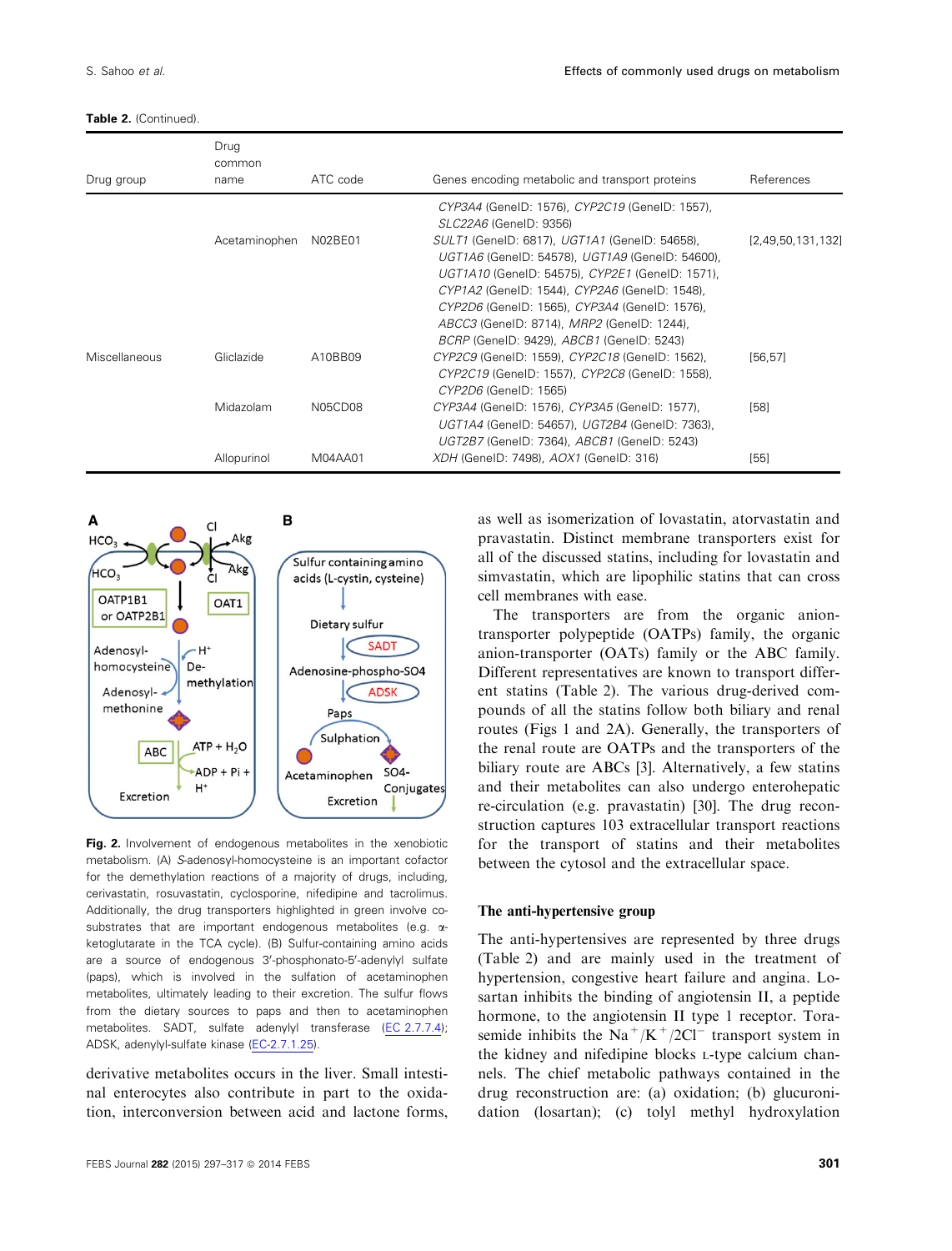**Table 2.** (Continued).

| Drug group | Drug common name | ATC code | Genes encoding metabolic and transport proteins | References |
|---|---|---|---|---|
| | | | *CYP3A4* (GeneID: 1576), *CYP2C19* (GeneID: 1557), *SLC22A6* (GeneID: 9356) | |
| | Acetaminophen | N02BE01 | *SULT1* (GeneID: 6817), *UGT1A1* (GeneID: 54658), *UGT1A6* (GeneID: 54578), *UGT1A9* (GeneID: 54600), *UGT1A10* (GeneID: 54575), *CYP2E1* (GeneID: 1571), *CYP1A2* (GeneID: 1544), *CYP2A6* (GeneID: 1548), *CYP2D6* (GeneID: 1565), *CYP3A4* (GeneID: 1576), *ABCC3* (GeneID: 8714), *MRP2* (GeneID: 1244), *BCRP* (GeneID: 9429), *ABCB1* (GeneID: 5243) | [2,49,50,131,132] |
| Miscellaneous | Gliclazide | A10BB09 | *CYP2C9* (GeneID: 1559), *CYP2C18* (GeneID: 1562), *CYP2C19* (GeneID: 1557), *CYP2C8* (GeneID: 1558), *CYP2D6* (GeneID: 1565) | [56,57] |
| | Midazolam | N05CD08 | *CYP3A4* (GeneID: 1576), *CYP3A5* (GeneID: 1577), *UGT1A4* (GeneID: 54657), *UGT2B4* (GeneID: 7363), *UGT2B7* (GeneID: 7364), *ABCB1* (GeneID: 5243) | [58] |
| | Allopurinol | M04AA01 | *XDH* (GeneID: 7498), *AOX1* (GeneID: 316) | [55] |

**Fig. 2.** Involvement of endogenous metabolites in the xenobiotic metabolism. (A) *S*-adenosyl-homocysteine is an important cofactor for the demethylation reactions of a majority of drugs, including, cerivastatin, rosuvastatin, cyclosporine, nifedipine and tacrolimus. Additionally, the drug transporters highlighted in green involve co-substrates that are important endogenous metabolites (e.g. α-ketoglutarate in the TCA cycle). (B) Sulfur-containing amino acids are a source of endogenous 3′-phosphonato-5′-adenylyl sulfate (paps), which is involved in the sulfation of acetaminophen metabolites, ultimately leading to their excretion. The sulfur flows from the dietary sources to paps and then to acetaminophen metabolites. SADT, sulfate adenylyl transferase (EC 2.7.7.4); ADSK, adenylyl-sulfate kinase (EC-2.7.1.25).

derivative metabolites occurs in the liver. Small intestinal enterocytes also contribute in part to the oxidation, interconversion between acid and lactone forms, as well as isomerization of lovastatin, atorvastatin and pravastatin. Distinct membrane transporters exist for all of the discussed statins, including for lovastatin and simvastatin, which are lipophilic statins that can cross cell membranes with ease.

The transporters are from the organic anion-transporter polypeptide (OATPs) family, the organic anion-transporter (OATs) family or the ABC family. Different representatives are known to transport different statins (Table 2). The various drug-derived compounds of all the statins follow both biliary and renal routes (Figs 1 and 2A). Generally, the transporters of the renal route are OATPs and the transporters of the biliary route are ABCs [3]. Alternatively, a few statins and their metabolites can also undergo enterohepatic re-circulation (e.g. pravastatin) [30]. The drug reconstruction captures 103 extracellular transport reactions for the transport of statins and their metabolites between the cytosol and the extracellular space.

### The anti-hypertensive group

The anti-hypertensives are represented by three drugs (Table 2) and are mainly used in the treatment of hypertension, congestive heart failure and angina. Losartan inhibits the binding of angiotensin II, a peptide hormone, to the angiotensin II type 1 receptor. Torasemide inhibits the $Na^{+}/K^{+}/2Cl^{-}$ transport system in the kidney and nifedipine blocks L-type calcium channels. The chief metabolic pathways contained in the drug reconstruction are: (a) oxidation; (b) glucuronidation (losartan); (c) tolyl methyl hydroxylation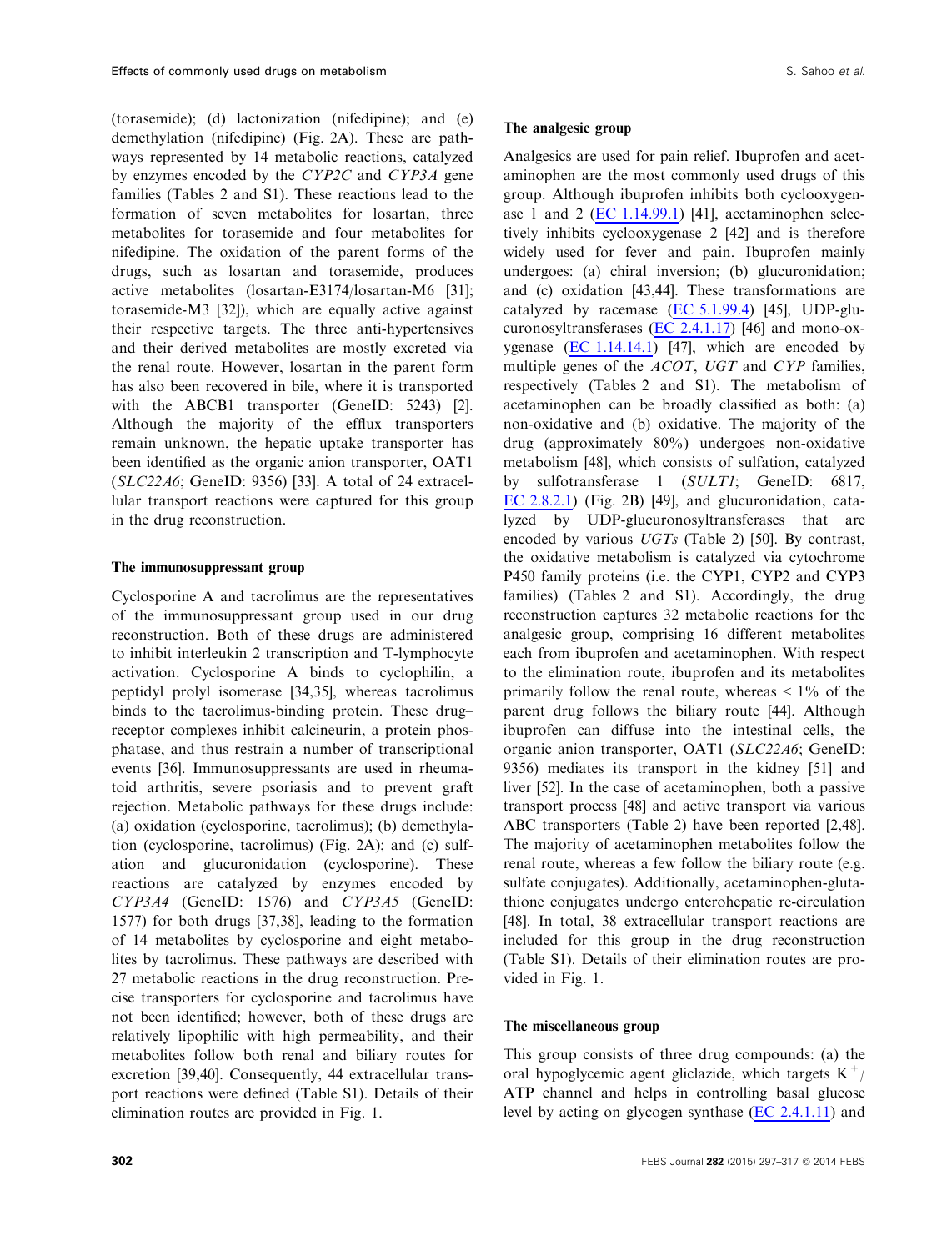(torasemide); (d) lactonization (nifedipine); and (e) demethylation (nifedipine) (Fig. 2A). These are pathways represented by 14 metabolic reactions, catalyzed by enzymes encoded by the *CYP2C* and *CYP3A* gene families (Tables 2 and S1). These reactions lead to the formation of seven metabolites for losartan, three metabolites for torasemide and four metabolites for nifedipine. The oxidation of the parent forms of the drugs, such as losartan and torasemide, produces active metabolites (losartan-E3174/losartan-M6 [31]; torasemide-M3 [32]), which are equally active against their respective targets. The three anti-hypertensives and their derived metabolites are mostly excreted via the renal route. However, losartan in the parent form has also been recovered in bile, where it is transported with the ABCB1 transporter (GeneID: 5243) [2]. Although the majority of the efflux transporters remain unknown, the hepatic uptake transporter has been identified as the organic anion transporter, OAT1 (*SLC22A6*; GeneID: 9356) [33]. A total of 24 extracellular transport reactions were captured for this group in the drug reconstruction.

### The immunosuppressant group

Cyclosporine A and tacrolimus are the representatives of the immunosuppressant group used in our drug reconstruction. Both of these drugs are administered to inhibit interleukin 2 transcription and T-lymphocyte activation. Cyclosporine A binds to cyclophilin, a peptidyl prolyl isomerase [34,35], whereas tacrolimus binds to the tacrolimus-binding protein. These drug–receptor complexes inhibit calcineurin, a protein phosphatase, and thus restrain a number of transcriptional events [36]. Immunosuppressants are used in rheumatoid arthritis, severe psoriasis and to prevent graft rejection. Metabolic pathways for these drugs include: (a) oxidation (cyclosporine, tacrolimus); (b) demethylation (cyclosporine, tacrolimus) (Fig. 2A); and (c) sulfation and glucuronidation (cyclosporine). These reactions are catalyzed by enzymes encoded by *CYP3A4* (GeneID: 1576) and *CYP3A5* (GeneID: 1577) for both drugs [37,38], leading to the formation of 14 metabolites by cyclosporine and eight metabolites by tacrolimus. These pathways are described with 27 metabolic reactions in the drug reconstruction. Precise transporters for cyclosporine and tacrolimus have not been identified; however, both of these drugs are relatively lipophilic with high permeability, and their metabolites follow both renal and biliary routes for excretion [39,40]. Consequently, 44 extracellular transport reactions were defined (Table S1). Details of their elimination routes are provided in Fig. 1.

### The analgesic group

Analgesics are used for pain relief. Ibuprofen and acetaminophen are the most commonly used drugs of this group. Although ibuprofen inhibits both cyclooxygenase 1 and 2 (EC 1.14.99.1) [41], acetaminophen selectively inhibits cyclooxygenase 2 [42] and is therefore widely used for fever and pain. Ibuprofen mainly undergoes: (a) chiral inversion; (b) glucuronidation; and (c) oxidation [43,44]. These transformations are catalyzed by racemase (EC 5.1.99.4) [45], UDP-glucuronosyltransferases (EC 2.4.1.17) [46] and mono-oxygenase (EC 1.14.14.1) [47], which are encoded by multiple genes of the *ACOT*, *UGT* and *CYP* families, respectively (Tables 2 and S1). The metabolism of acetaminophen can be broadly classified as both: (a) non-oxidative and (b) oxidative. The majority of the drug (approximately 80%) undergoes non-oxidative metabolism [48], which consists of sulfation, catalyzed by sulfotransferase 1 (*SULT1*; GeneID: 6817, EC 2.8.2.1) (Fig. 2B) [49], and glucuronidation, catalyzed by UDP-glucuronosyltransferases that are encoded by various *UGTs* (Table 2) [50]. By contrast, the oxidative metabolism is catalyzed via cytochrome P450 family proteins (i.e. the CYP1, CYP2 and CYP3 families) (Tables 2 and S1). Accordingly, the drug reconstruction captures 32 metabolic reactions for the analgesic group, comprising 16 different metabolites each from ibuprofen and acetaminophen. With respect to the elimination route, ibuprofen and its metabolites primarily follow the renal route, whereas < 1% of the parent drug follows the biliary route [44]. Although ibuprofen can diffuse into the intestinal cells, the organic anion transporter, OAT1 (*SLC22A6*; GeneID: 9356) mediates its transport in the kidney [51] and liver [52]. In the case of acetaminophen, both a passive transport process [48] and active transport via various ABC transporters (Table 2) have been reported [2,48]. The majority of acetaminophen metabolites follow the renal route, whereas a few follow the biliary route (e.g. sulfate conjugates). Additionally, acetaminophen-glutathione conjugates undergo enterohepatic re-circulation [48]. In total, 38 extracellular transport reactions are included for this group in the drug reconstruction (Table S1). Details of their elimination routes are provided in Fig. 1.

### The miscellaneous group

This group consists of three drug compounds: (a) the oral hypoglycemic agent gliclazide, which targets $K^{+}$/ATP channel and helps in controlling basal glucose level by acting on glycogen synthase (EC 2.4.1.11) and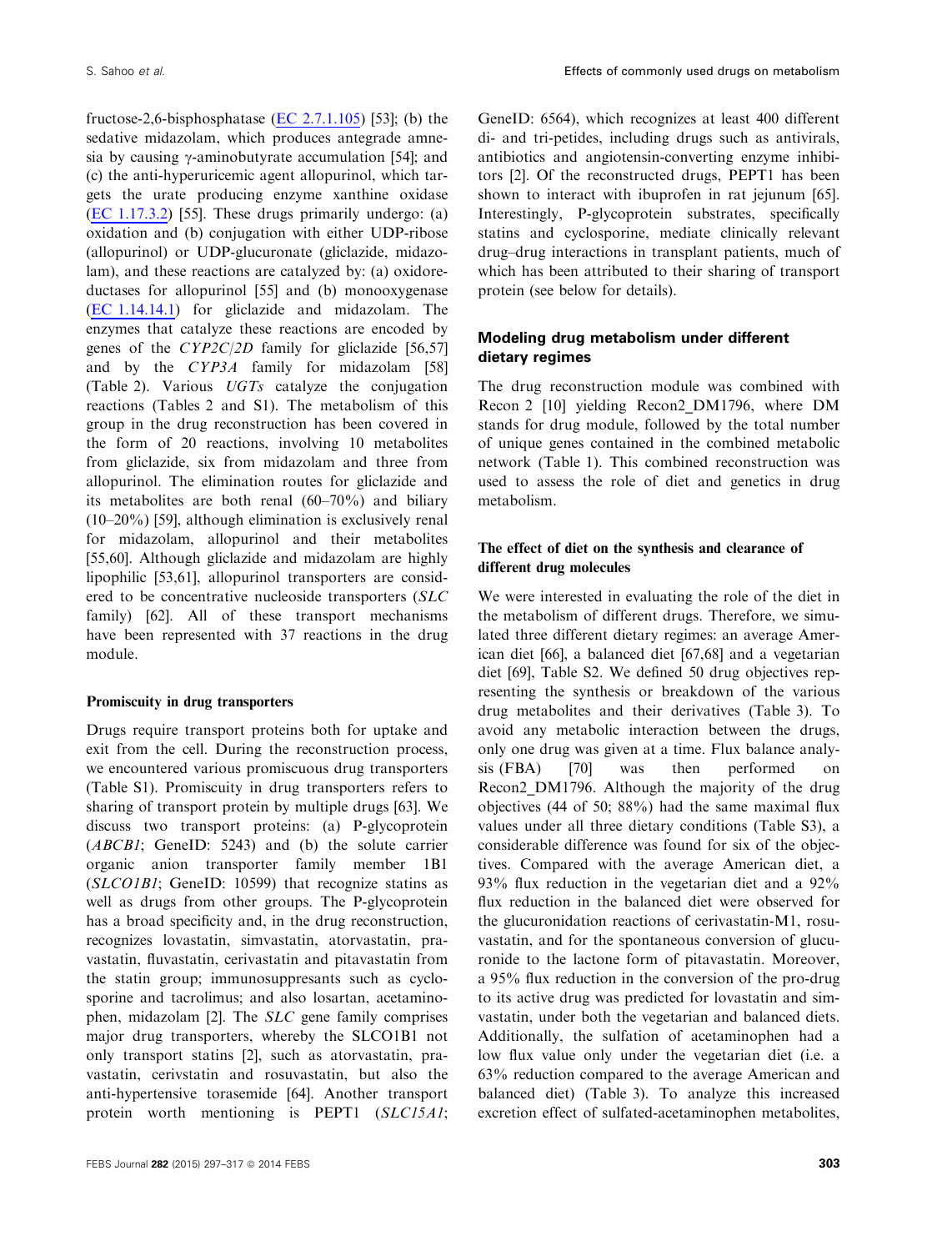fructose-2,6-bisphosphatase (EC 2.7.1.105) [53]; (b) the sedative midazolam, which produces antegrade amnesia by causing γ-aminobutyrate accumulation [54]; and (c) the anti-hyperuricemic agent allopurinol, which targets the urate producing enzyme xanthine oxidase (EC 1.17.3.2) [55]. These drugs primarily undergo: (a) oxidation and (b) conjugation with either UDP-ribose (allopurinol) or UDP-glucuronate (gliclazide, midazolam), and these reactions are catalyzed by: (a) oxidoreductases for allopurinol [55] and (b) monooxygenase (EC 1.14.14.1) for gliclazide and midazolam. The enzymes that catalyze these reactions are encoded by genes of the *CYP2C/2D* family for gliclazide [56,57] and by the *CYP3A* family for midazolam [58] (Table 2). Various *UGTs* catalyze the conjugation reactions (Tables 2 and S1). The metabolism of this group in the drug reconstruction has been covered in the form of 20 reactions, involving 10 metabolites from gliclazide, six from midazolam and three from allopurinol. The elimination routes for gliclazide and its metabolites are both renal (60–70%) and biliary (10–20%) [59], although elimination is exclusively renal for midazolam, allopurinol and their metabolites [55,60]. Although gliclazide and midazolam are highly lipophilic [53,61], allopurinol transporters are considered to be concentrative nucleoside transporters (*SLC* family) [62]. All of these transport mechanisms have been represented with 37 reactions in the drug module.

#### Promiscuity in drug transporters

Drugs require transport proteins both for uptake and exit from the cell. During the reconstruction process, we encountered various promiscuous drug transporters (Table S1). Promiscuity in drug transporters refers to sharing of transport protein by multiple drugs [63]. We discuss two transport proteins: (a) P-glycoprotein (*ABCB1*; GeneID: 5243) and (b) the solute carrier organic anion transporter family member 1B1 (*SLCO1B1*; GeneID: 10599) that recognize statins as well as drugs from other groups. The P-glycoprotein has a broad specificity and, in the drug reconstruction, recognizes lovastatin, simvastatin, atorvastatin, pravastatin, fluvastatin, cerivastatin and pitavastatin from the statin group; immunosuppresants such as cyclosporine and tacrolimus; and also losartan, acetaminophen, midazolam [2]. The *SLC* gene family comprises major drug transporters, whereby the SLCO1B1 not only transport statins [2], such as atorvastatin, pravastatin, cerivstatin and rosuvastatin, but also the anti-hypertensive torasemide [64]. Another transport protein worth mentioning is PEPT1 (*SLC15A1*; GeneID: 6564), which recognizes at least 400 different di- and tri-petides, including drugs such as antivirals, antibiotics and angiotensin-converting enzyme inhibitors [2]. Of the reconstructed drugs, PEPT1 has been shown to interact with ibuprofen in rat jejunum [65]. Interestingly, P-glycoprotein substrates, specifically statins and cyclosporine, mediate clinically relevant drug–drug interactions in transplant patients, much of which has been attributed to their sharing of transport protein (see below for details).

### Modeling drug metabolism under different dietary regimes

The drug reconstruction module was combined with Recon 2 [10] yielding Recon2_DM1796, where DM stands for drug module, followed by the total number of unique genes contained in the combined metabolic network (Table 1). This combined reconstruction was used to assess the role of diet and genetics in drug metabolism.

#### The effect of diet on the synthesis and clearance of different drug molecules

We were interested in evaluating the role of the diet in the metabolism of different drugs. Therefore, we simulated three different dietary regimes: an average American diet [66], a balanced diet [67,68] and a vegetarian diet [69], Table S2. We defined 50 drug objectives representing the synthesis or breakdown of the various drug metabolites and their derivatives (Table 3). To avoid any metabolic interaction between the drugs, only one drug was given at a time. Flux balance analysis (FBA) [70] was then performed on Recon2_DM1796. Although the majority of the drug objectives (44 of 50; 88%) had the same maximal flux values under all three dietary conditions (Table S3), a considerable difference was found for six of the objectives. Compared with the average American diet, a 93% flux reduction in the vegetarian diet and a 92% flux reduction in the balanced diet were observed for the glucuronidation reactions of cerivastatin-M1, rosuvastatin, and for the spontaneous conversion of glucuronide to the lactone form of pitavastatin. Moreover, a 95% flux reduction in the conversion of the pro-drug to its active drug was predicted for lovastatin and simvastatin, under both the vegetarian and balanced diets. Additionally, the sulfation of acetaminophen had a low flux value only under the vegetarian diet (i.e. a 63% reduction compared to the average American and balanced diet) (Table 3). To analyze this increased excretion effect of sulfated-acetaminophen metabolites,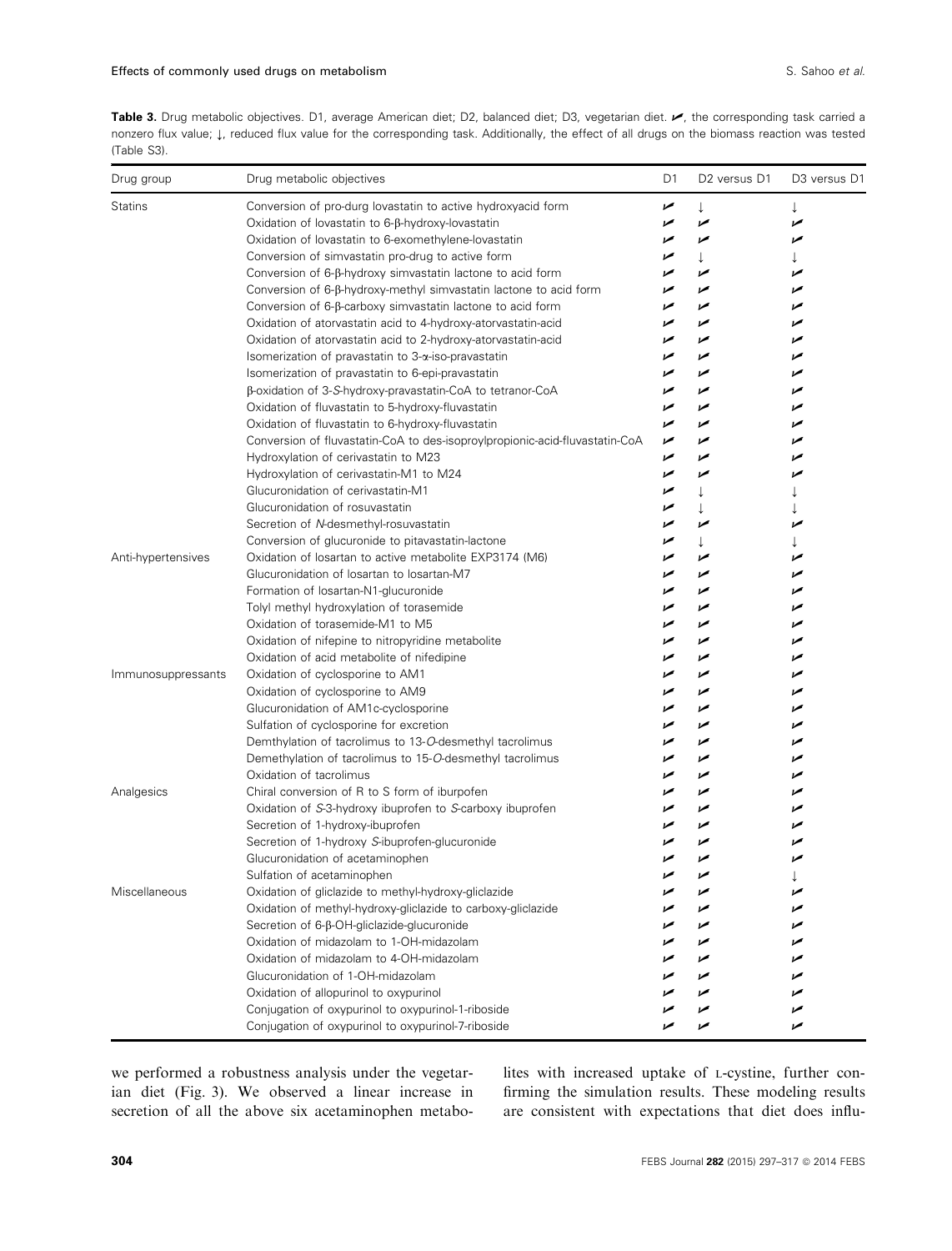**Table 3.** Drug metabolic objectives. D1, average American diet; D2, balanced diet; D3, vegetarian diet. ✓, the corresponding task carried a nonzero flux value; ↓, reduced flux value for the corresponding task. Additionally, the effect of all drugs on the biomass reaction was tested (Table S3).

| Drug group | Drug metabolic objectives | D1 | D2 versus D1 | D3 versus D1 |
|---|---|---|---|---|
| Statins | Conversion of pro-durg lovastatin to active hydroxyacid form | ✓ | ↓ | ↓ |
| | Oxidation of lovastatin to 6-β-hydroxy-lovastatin | ✓ | ✓ | ✓ |
| | Oxidation of lovastatin to 6-exomethylene-lovastatin | ✓ | ✓ | ✓ |
| | Conversion of simvastatin pro-drug to active form | ✓ | ↓ | ↓ |
| | Conversion of 6-β-hydroxy simvastatin lactone to acid form | ✓ | ✓ | ✓ |
| | Conversion of 6-β-hydroxy-methyl simvastatin lactone to acid form | ✓ | ✓ | ✓ |
| | Conversion of 6-β-carboxy simvastatin lactone to acid form | ✓ | ✓ | ✓ |
| | Oxidation of atorvastatin acid to 4-hydroxy-atorvastatin-acid | ✓ | ✓ | ✓ |
| | Oxidation of atorvastatin acid to 2-hydroxy-atorvastatin-acid | ✓ | ✓ | ✓ |
| | Isomerization of pravastatin to 3-α-iso-pravastatin | ✓ | ✓ | ✓ |
| | Isomerization of pravastatin to 6-epi-pravastatin | ✓ | ✓ | ✓ |
| | β-oxidation of 3-*S*-hydroxy-pravastatin-CoA to tetranor-CoA | ✓ | ✓ | ✓ |
| | Oxidation of fluvastatin to 5-hydroxy-fluvastatin | ✓ | ✓ | ✓ |
| | Oxidation of fluvastatin to 6-hydroxy-fluvastatin | ✓ | ✓ | ✓ |
| | Conversion of fluvastatin-CoA to des-isoproylpropionic-acid-fluvastatin-CoA | ✓ | ✓ | ✓ |
| | Hydroxylation of cerivastatin to M23 | ✓ | ✓ | ✓ |
| | Hydroxylation of cerivastatin-M1 to M24 | ✓ | ✓ | ✓ |
| | Glucuronidation of cerivastatin-M1 | ✓ | ↓ | ↓ |
| | Glucuronidation of rosuvastatin | ✓ | ↓ | ↓ |
| | Secretion of *N*-desmethyl-rosuvastatin | ✓ | ✓ | ✓ |
| | Conversion of glucuronide to pitavastatin-lactone | ✓ | ↓ | ↓ |
| Anti-hypertensives | Oxidation of losartan to active metabolite EXP3174 (M6) | ✓ | ✓ | ✓ |
| | Glucuronidation of losartan to losartan-M7 | ✓ | ✓ | ✓ |
| | Formation of losartan-N1-glucuronide | ✓ | ✓ | ✓ |
| | Tolyl methyl hydroxylation of torasemide | ✓ | ✓ | ✓ |
| | Oxidation of torasemide-M1 to M5 | ✓ | ✓ | ✓ |
| | Oxidation of nifepine to nitropyridine metabolite | ✓ | ✓ | ✓ |
| | Oxidation of acid metabolite of nifedipine | ✓ | ✓ | ✓ |
| Immunosuppressants | Oxidation of cyclosporine to AM1 | ✓ | ✓ | ✓ |
| | Oxidation of cyclosporine to AM9 | ✓ | ✓ | ✓ |
| | Glucuronidation of AM1c-cyclosporine | ✓ | ✓ | ✓ |
| | Sulfation of cyclosporine for excretion | ✓ | ✓ | ✓ |
| | Demthylation of tacrolimus to 13-*O*-desmethyl tacrolimus | ✓ | ✓ | ✓ |
| | Demethylation of tacrolimus to 15-*O*-desmethyl tacrolimus | ✓ | ✓ | ✓ |
| | Oxidation of tacrolimus | ✓ | ✓ | ✓ |
| Analgesics | Chiral conversion of R to S form of iburpofen | ✓ | ✓ | ✓ |
| | Oxidation of *S*-3-hydroxy ibuprofen to *S*-carboxy ibuprofen | ✓ | ✓ | ✓ |
| | Secretion of 1-hydroxy-ibuprofen | ✓ | ✓ | ✓ |
| | Secretion of 1-hydroxy *S*-ibuprofen-glucuronide | ✓ | ✓ | ✓ |
| | Glucuronidation of acetaminophen | ✓ | ✓ | ✓ |
| | Sulfation of acetaminophen | ✓ | ✓ | ↓ |
| Miscellaneous | Oxidation of gliclazide to methyl-hydroxy-gliclazide | ✓ | ✓ | ✓ |
| | Oxidation of methyl-hydroxy-gliclazide to carboxy-gliclazide | ✓ | ✓ | ✓ |
| | Secretion of 6-β-OH-gliclazide-glucuronide | ✓ | ✓ | ✓ |
| | Oxidation of midazolam to 1-OH-midazolam | ✓ | ✓ | ✓ |
| | Oxidation of midazolam to 4-OH-midazolam | ✓ | ✓ | ✓ |
| | Glucuronidation of 1-OH-midazolam | ✓ | ✓ | ✓ |
| | Oxidation of allopurinol to oxypurinol | ✓ | ✓ | ✓ |
| | Conjugation of oxypurinol to oxypurinol-1-riboside | ✓ | ✓ | ✓ |
| | Conjugation of oxypurinol to oxypurinol-7-riboside | ✓ | ✓ | ✓ |

we performed a robustness analysis under the vegetarian diet (Fig. 3). We observed a linear increase in secretion of all the above six acetaminophen metabolites with increased uptake of L-cystine, further confirming the simulation results. These modeling results are consistent with expectations that diet does influ-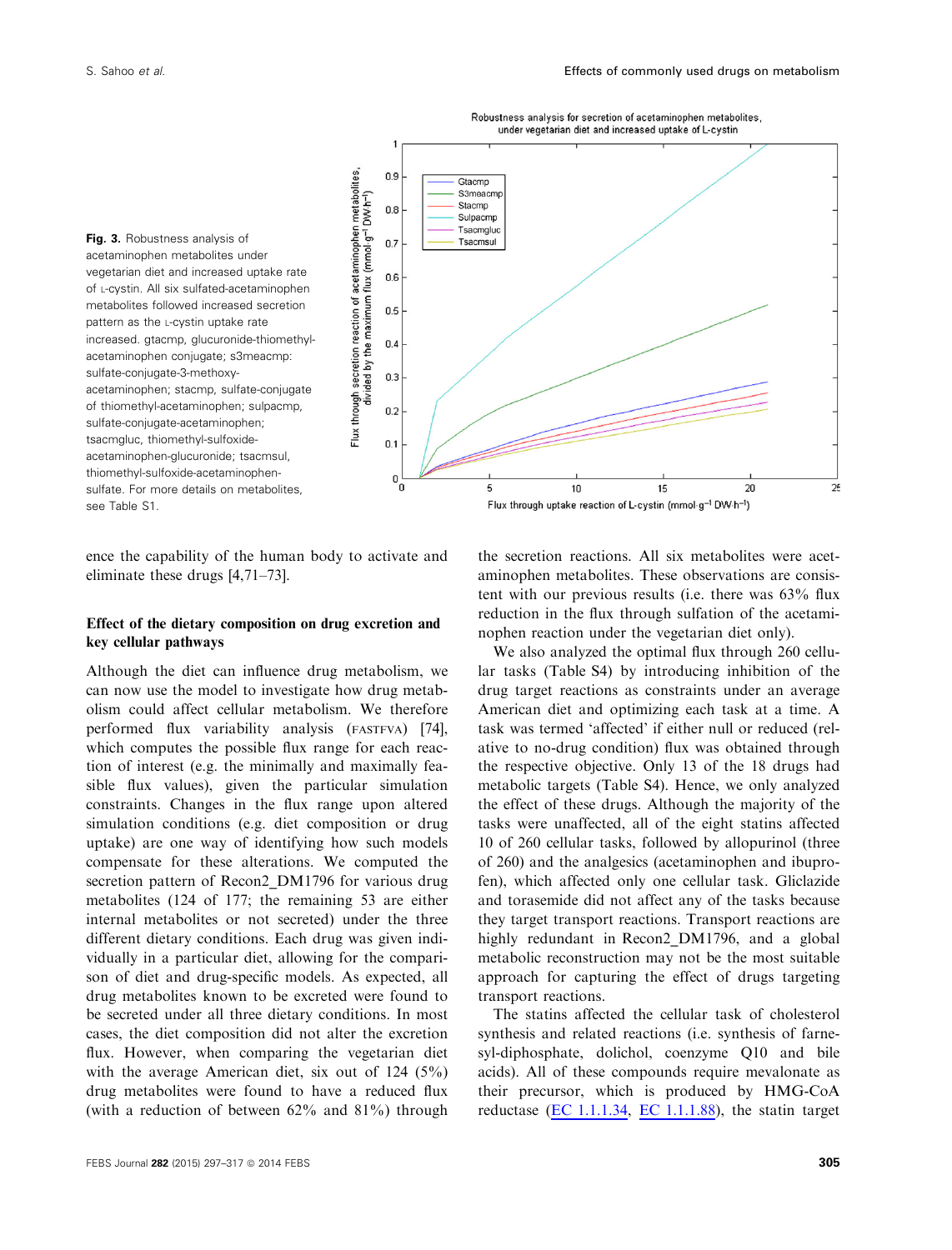Fig. 3. Robustness analysis of acetaminophen metabolites under vegetarian diet and increased uptake rate of L-cystin. All six sulfated-acetaminophen metabolites followed increased secretion pattern as the L-cystin uptake rate increased. gtacmp, glucuronide-thiomethyl-acetaminophen conjugate; s3meacmp: sulfate-conjugate-3-methoxy-acetaminophen; stacmp, sulfate-conjugate of thiomethyl-acetaminophen; sulpacmp, sulfate-conjugate-acetaminophen; tsacmgluc, thiomethyl-sulfoxide-acetaminophen-glucuronide; tsacmsul, thiomethyl-sulfoxide-acetaminophen-sulfate. For more details on metabolites, see Table S1.

ence the capability of the human body to activate and eliminate these drugs [4,71–73].

### Effect of the dietary composition on drug excretion and key cellular pathways

Although the diet can influence drug metabolism, we can now use the model to investigate how drug metabolism could affect cellular metabolism. We therefore performed flux variability analysis (FASTFVA) [74], which computes the possible flux range for each reaction of interest (e.g. the minimally and maximally feasible flux values), given the particular simulation constraints. Changes in the flux range upon altered simulation conditions (e.g. diet composition or drug uptake) are one way of identifying how such models compensate for these alterations. We computed the secretion pattern of Recon2_DM1796 for various drug metabolites (124 of 177; the remaining 53 are either internal metabolites or not secreted) under the three different dietary conditions. Each drug was given individually in a particular diet, allowing for the comparison of diet and drug-specific models. As expected, all drug metabolites known to be excreted were found to be secreted under all three dietary conditions. In most cases, the diet composition did not alter the excretion flux. However, when comparing the vegetarian diet with the average American diet, six out of 124 (5%) drug metabolites were found to have a reduced flux (with a reduction of between 62% and 81%) through the secretion reactions. All six metabolites were acetaminophen metabolites. These observations are consistent with our previous results (i.e. there was 63% flux reduction in the flux through sulfation of the acetaminophen reaction under the vegetarian diet only).

We also analyzed the optimal flux through 260 cellular tasks (Table S4) by introducing inhibition of the drug target reactions as constraints under an average American diet and optimizing each task at a time. A task was termed 'affected' if either null or reduced (relative to no-drug condition) flux was obtained through the respective objective. Only 13 of the 18 drugs had metabolic targets (Table S4). Hence, we only analyzed the effect of these drugs. Although the majority of the tasks were unaffected, all of the eight statins affected 10 of 260 cellular tasks, followed by allopurinol (three of 260) and the analgesics (acetaminophen and ibuprofen), which affected only one cellular task. Gliclazide and torasemide did not affect any of the tasks because they target transport reactions. Transport reactions are highly redundant in Recon2_DM1796, and a global metabolic reconstruction may not be the most suitable approach for capturing the effect of drugs targeting transport reactions.

The statins affected the cellular task of cholesterol synthesis and related reactions (i.e. synthesis of farnesyl-diphosphate, dolichol, coenzyme Q10 and bile acids). All of these compounds require mevalonate as their precursor, which is produced by HMG-CoA reductase (EC 1.1.1.34, EC 1.1.1.88), the statin target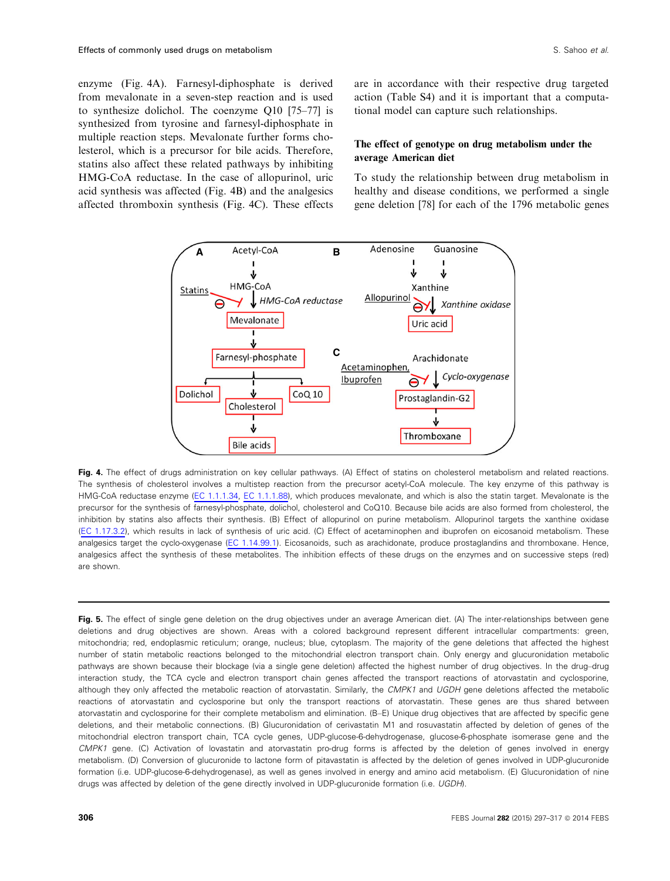enzyme (Fig. 4A). Farnesyl-diphosphate is derived from mevalonate in a seven-step reaction and is used to synthesize dolichol. The coenzyme Q10 [75–77] is synthesized from tyrosine and farnesyl-diphosphate in multiple reaction steps. Mevalonate further forms cholesterol, which is a precursor for bile acids. Therefore, statins also affect these related pathways by inhibiting HMG-CoA reductase. In the case of allopurinol, uric acid synthesis was affected (Fig. 4B) and the analgesics affected thromboxin synthesis (Fig. 4C). These effects are in accordance with their respective drug targeted action (Table S4) and it is important that a computational model can capture such relationships.

### The effect of genotype on drug metabolism under the average American diet

To study the relationship between drug metabolism in healthy and disease conditions, we performed a single gene deletion [78] for each of the 1796 metabolic genes

**Fig. 4.** The effect of drugs administration on key cellular pathways. (A) Effect of statins on cholesterol metabolism and related reactions. The synthesis of cholesterol involves a multistep reaction from the precursor acetyl-CoA molecule. The key enzyme of this pathway is HMG-CoA reductase enzyme (EC 1.1.1.34, EC 1.1.1.88), which produces mevalonate, and which is also the statin target. Mevalonate is the precursor for the synthesis of farnesyl-phosphate, dolichol, cholesterol and CoQ10. Because bile acids are also formed from cholesterol, the inhibition by statins also affects their synthesis. (B) Effect of allopurinol on purine metabolism. Allopurinol targets the xanthine oxidase (EC 1.17.3.2), which results in lack of synthesis of uric acid. (C) Effect of acetaminophen and ibuprofen on eicosanoid metabolism. These analgesics target the cyclo-oxygenase (EC 1.14.99.1). Eicosanoids, such as arachidonate, produce prostaglandins and thromboxane. Hence, analgesics affect the synthesis of these metabolites. The inhibition effects of these drugs on the enzymes and on successive steps (red) are shown.

**Fig. 5.** The effect of single gene deletion on the drug objectives under an average American diet. (A) The inter-relationships between gene deletions and drug objectives are shown. Areas with a colored background represent different intracellular compartments: green, mitochondria; red, endoplasmic reticulum; orange, nucleus; blue, cytoplasm. The majority of the gene deletions that affected the highest number of statin metabolic reactions belonged to the mitochondrial electron transport chain. Only energy and glucuronidation metabolic pathways are shown because their blockage (via a single gene deletion) affected the highest number of drug objectives. In the drug–drug interaction study, the TCA cycle and electron transport chain genes affected the transport reactions of atorvastatin and cyclosporine, although they only affected the metabolic reaction of atorvastatin. Similarly, the *CMPK1* and *UGDH* gene deletions affected the metabolic reactions of atorvastatin and cyclosporine but only the transport reactions of atorvastatin. These genes are thus shared between atorvastatin and cyclosporine for their complete metabolism and elimination. (B–E) Unique drug objectives that are affected by specific gene deletions, and their metabolic connections. (B) Glucuronidation of cerivastatin M1 and rosuvastatin affected by deletion of genes of the mitochondrial electron transport chain, TCA cycle genes, UDP-glucose-6-dehydrogenase, glucose-6-phosphate isomerase gene and the *CMPK1* gene. (C) Activation of lovastatin and atorvastatin pro-drug forms is affected by the deletion of genes involved in energy metabolism. (D) Conversion of glucuronide to lactone form of pitavastatin is affected by the deletion of genes involved in UDP-glucuronide formation (i.e. UDP-glucose-6-dehydrogenase), as well as genes involved in energy and amino acid metabolism. (E) Glucuronidation of nine drugs was affected by deletion of the gene directly involved in UDP-glucuronide formation (i.e. *UGDH*).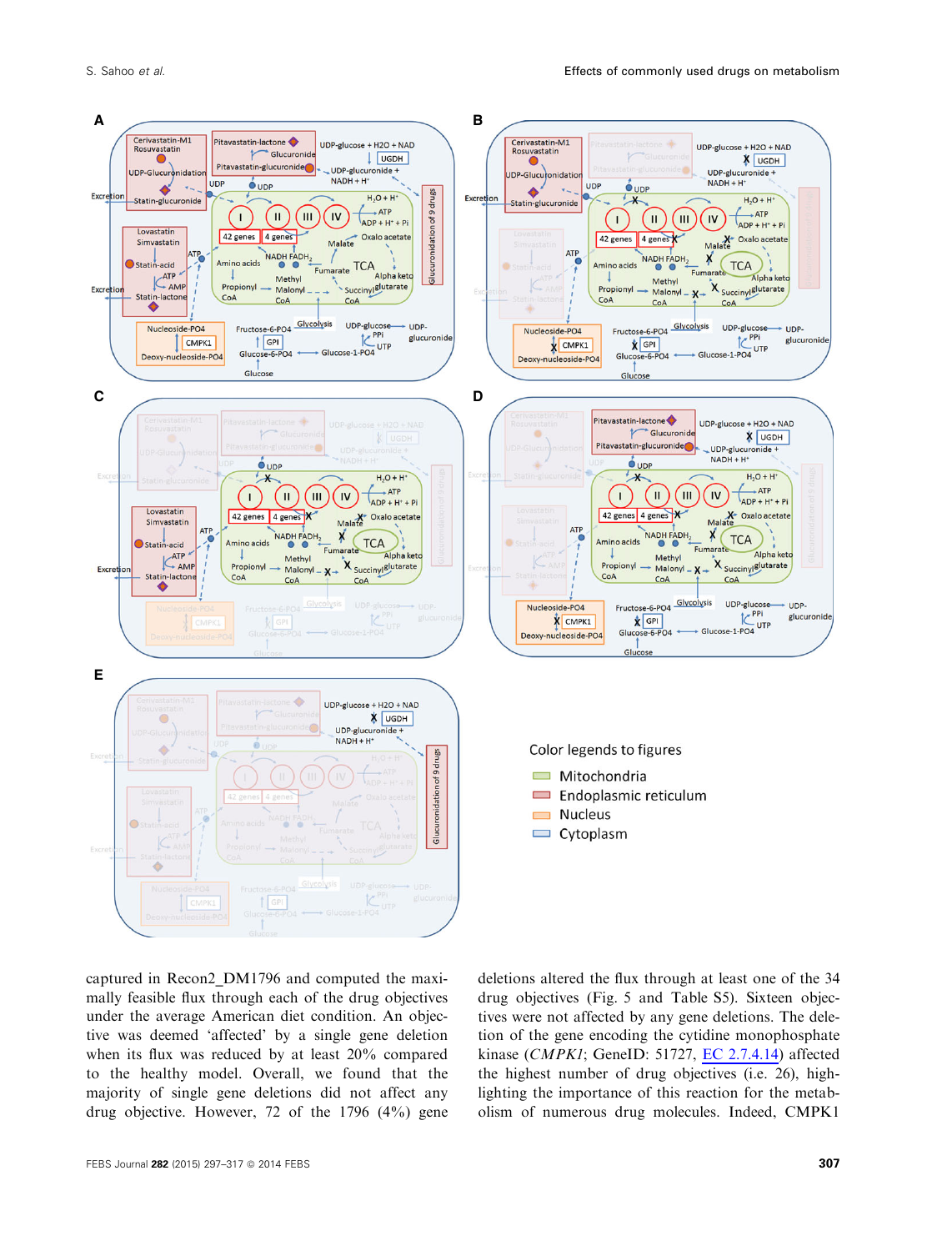captured in Recon2_DM1796 and computed the maximally feasible flux through each of the drug objectives under the average American diet condition. An objective was deemed 'affected' by a single gene deletion when its flux was reduced by at least 20% compared to the healthy model. Overall, we found that the majority of single gene deletions did not affect any drug objective. However, 72 of the 1796 (4%) gene deletions altered the flux through at least one of the 34 drug objectives (Fig. 5 and Table S5). Sixteen objectives were not affected by any gene deletions. The deletion of the gene encoding the cytidine monophosphate kinase (*CMPK1*; GeneID: 51727, EC 2.7.4.14) affected the highest number of drug objectives (i.e. 26), highlighting the importance of this reaction for the metabolism of numerous drug molecules. Indeed, CMPK1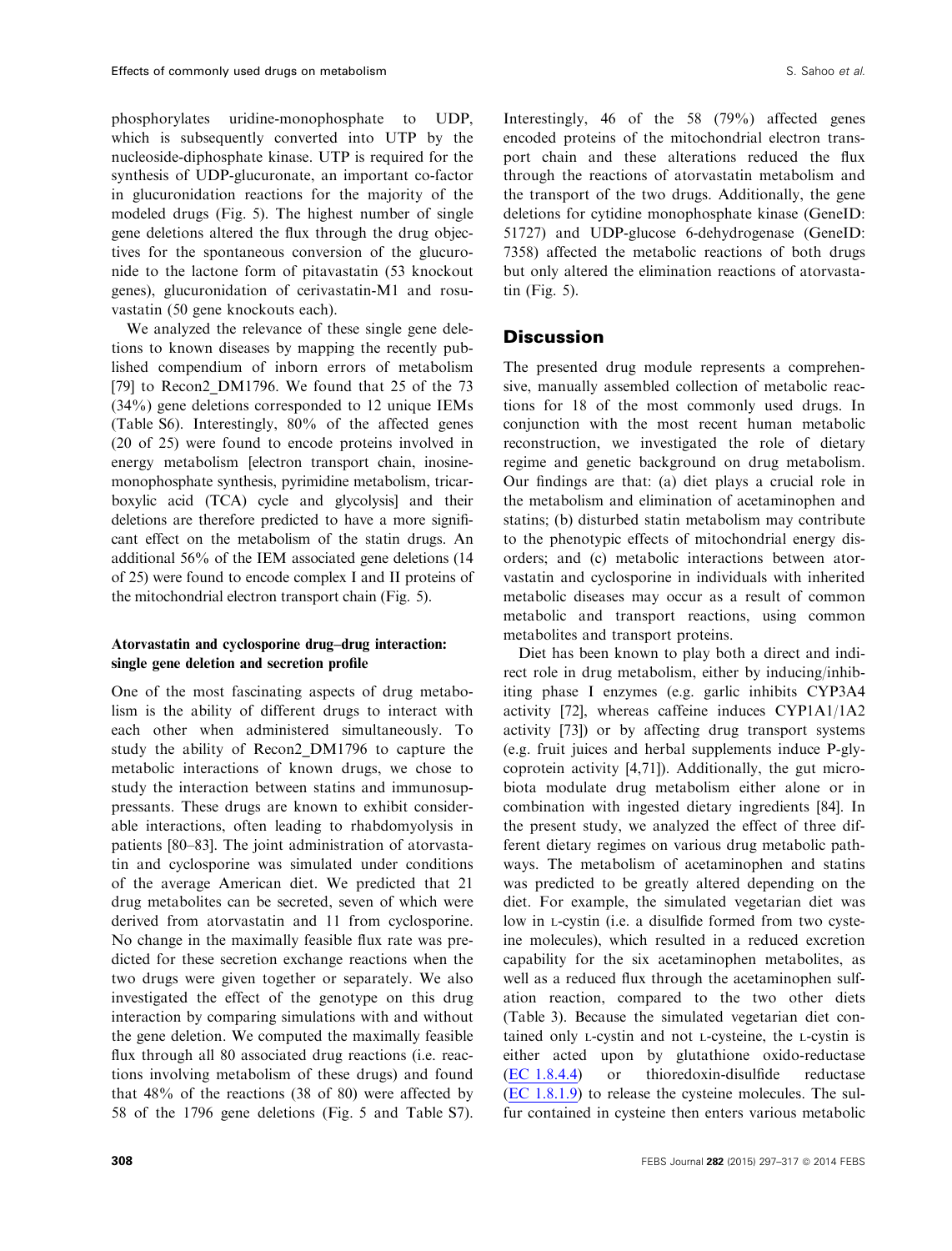phosphorylates uridine-monophosphate to UDP, which is subsequently converted into UTP by the nucleoside-diphosphate kinase. UTP is required for the synthesis of UDP-glucuronate, an important co-factor in glucuronidation reactions for the majority of the modeled drugs (Fig. 5). The highest number of single gene deletions altered the flux through the drug objectives for the spontaneous conversion of the glucuronide to the lactone form of pitavastatin (53 knockout genes), glucuronidation of cerivastatin-M1 and rosuvastatin (50 gene knockouts each).

We analyzed the relevance of these single gene deletions to known diseases by mapping the recently published compendium of inborn errors of metabolism [79] to Recon2_DM1796. We found that 25 of the 73 (34%) gene deletions corresponded to 12 unique IEMs (Table S6). Interestingly, 80% of the affected genes (20 of 25) were found to encode proteins involved in energy metabolism [electron transport chain, inosine-monophosphate synthesis, pyrimidine metabolism, tricarboxylic acid (TCA) cycle and glycolysis] and their deletions are therefore predicted to have a more significant effect on the metabolism of the statin drugs. An additional 56% of the IEM associated gene deletions (14 of 25) were found to encode complex I and II proteins of the mitochondrial electron transport chain (Fig. 5).

### Atorvastatin and cyclosporine drug–drug interaction: single gene deletion and secretion profile

One of the most fascinating aspects of drug metabolism is the ability of different drugs to interact with each other when administered simultaneously. To study the ability of Recon2_DM1796 to capture the metabolic interactions of known drugs, we chose to study the interaction between statins and immunosuppressants. These drugs are known to exhibit considerable interactions, often leading to rhabdomyolysis in patients [80–83]. The joint administration of atorvastatin and cyclosporine was simulated under conditions of the average American diet. We predicted that 21 drug metabolites can be secreted, seven of which were derived from atorvastatin and 11 from cyclosporine. No change in the maximally feasible flux rate was predicted for these secretion exchange reactions when the two drugs were given together or separately. We also investigated the effect of the genotype on this drug interaction by comparing simulations with and without the gene deletion. We computed the maximally feasible flux through all 80 associated drug reactions (i.e. reactions involving metabolism of these drugs) and found that 48% of the reactions (38 of 80) were affected by 58 of the 1796 gene deletions (Fig. 5 and Table S7). Interestingly, 46 of the 58 (79%) affected genes encoded proteins of the mitochondrial electron transport chain and these alterations reduced the flux through the reactions of atorvastatin metabolism and the transport of the two drugs. Additionally, the gene deletions for cytidine monophosphate kinase (GeneID: 51727) and UDP-glucose 6-dehydrogenase (GeneID: 7358) affected the metabolic reactions of both drugs but only altered the elimination reactions of atorvastatin (Fig. 5).

## Discussion

The presented drug module represents a comprehensive, manually assembled collection of metabolic reactions for 18 of the most commonly used drugs. In conjunction with the most recent human metabolic reconstruction, we investigated the role of dietary regime and genetic background on drug metabolism. Our findings are that: (a) diet plays a crucial role in the metabolism and elimination of acetaminophen and statins; (b) disturbed statin metabolism may contribute to the phenotypic effects of mitochondrial energy disorders; and (c) metabolic interactions between atorvastatin and cyclosporine in individuals with inherited metabolic diseases may occur as a result of common metabolic and transport reactions, using common metabolites and transport proteins.

Diet has been known to play both a direct and indirect role in drug metabolism, either by inducing/inhibiting phase I enzymes (e.g. garlic inhibits CYP3A4 activity [72], whereas caffeine induces CYP1A1/1A2 activity [73]) or by affecting drug transport systems (e.g. fruit juices and herbal supplements induce P-glycoprotein activity [4,71]). Additionally, the gut microbiota modulate drug metabolism either alone or in combination with ingested dietary ingredients [84]. In the present study, we analyzed the effect of three different dietary regimes on various drug metabolic pathways. The metabolism of acetaminophen and statins was predicted to be greatly altered depending on the diet. For example, the simulated vegetarian diet was low in L-cystin (i.e. a disulfide formed from two cysteine molecules), which resulted in a reduced excretion capability for the six acetaminophen metabolites, as well as a reduced flux through the acetaminophen sulfation reaction, compared to the two other diets (Table 3). Because the simulated vegetarian diet contained only L-cystin and not L-cysteine, the L-cystin is either acted upon by glutathione oxido-reductase (EC 1.8.4.4) or thioredoxin-disulfide reductase (EC 1.8.1.9) to release the cysteine molecules. The sulfur contained in cysteine then enters various metabolic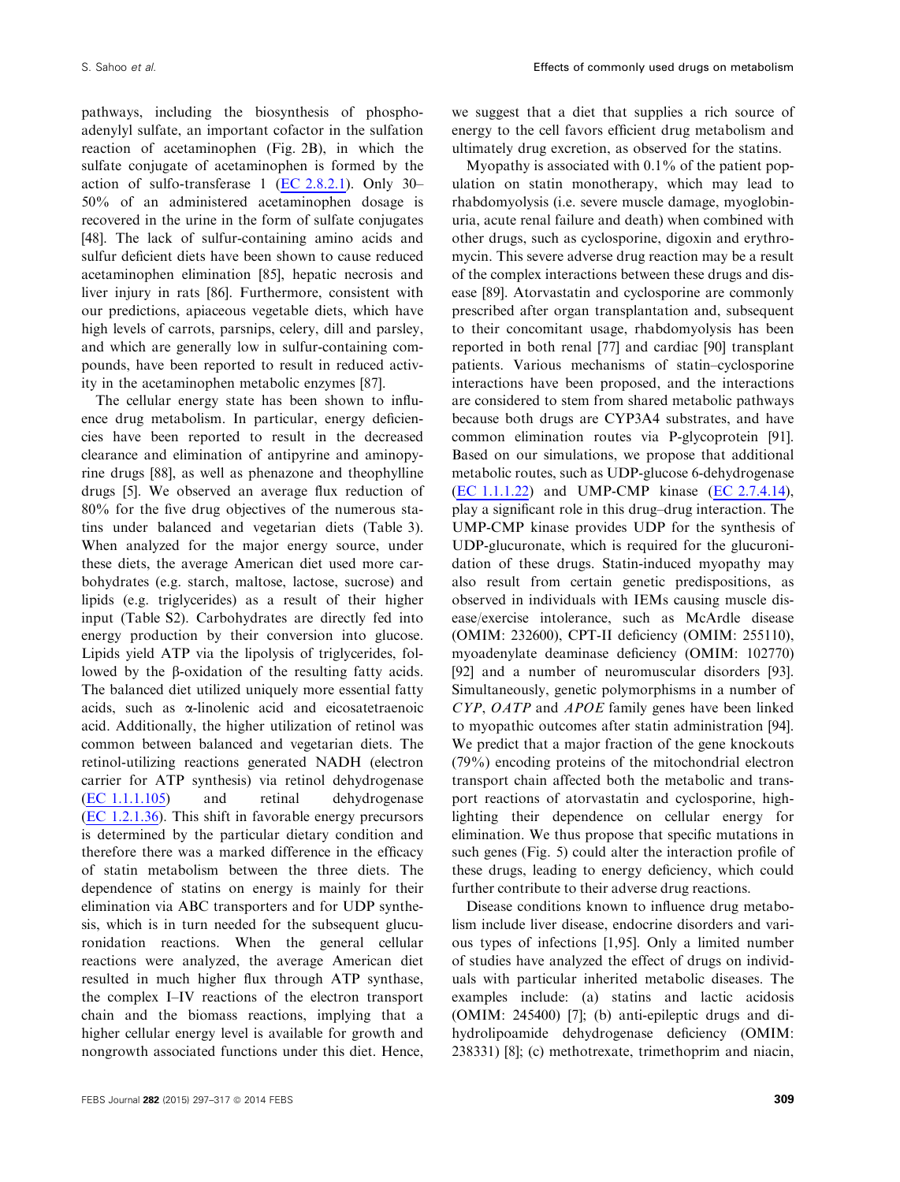pathways, including the biosynthesis of phosphoadenylyl sulfate, an important cofactor in the sulfation reaction of acetaminophen (Fig. 2B), in which the sulfate conjugate of acetaminophen is formed by the action of sulfo-transferase 1 (EC 2.8.2.1). Only 30–50% of an administered acetaminophen dosage is recovered in the urine in the form of sulfate conjugates [48]. The lack of sulfur-containing amino acids and sulfur deficient diets have been shown to cause reduced acetaminophen elimination [85], hepatic necrosis and liver injury in rats [86]. Furthermore, consistent with our predictions, apiaceous vegetable diets, which have high levels of carrots, parsnips, celery, dill and parsley, and which are generally low in sulfur-containing compounds, have been reported to result in reduced activity in the acetaminophen metabolic enzymes [87].

The cellular energy state has been shown to influence drug metabolism. In particular, energy deficiencies have been reported to result in the decreased clearance and elimination of antipyrine and aminopyrine drugs [88], as well as phenazone and theophylline drugs [5]. We observed an average flux reduction of 80% for the five drug objectives of the numerous statins under balanced and vegetarian diets (Table 3). When analyzed for the major energy source, under these diets, the average American diet used more carbohydrates (e.g. starch, maltose, lactose, sucrose) and lipids (e.g. triglycerides) as a result of their higher input (Table S2). Carbohydrates are directly fed into energy production by their conversion into glucose. Lipids yield ATP via the lipolysis of triglycerides, followed by the β-oxidation of the resulting fatty acids. The balanced diet utilized uniquely more essential fatty acids, such as α-linolenic acid and eicosatetraenoic acid. Additionally, the higher utilization of retinol was common between balanced and vegetarian diets. The retinol-utilizing reactions generated NADH (electron carrier for ATP synthesis) via retinol dehydrogenase (EC 1.1.1.105) and retinal dehydrogenase (EC 1.2.1.36). This shift in favorable energy precursors is determined by the particular dietary condition and therefore there was a marked difference in the efficacy of statin metabolism between the three diets. The dependence of statins on energy is mainly for their elimination via ABC transporters and for UDP synthesis, which is in turn needed for the subsequent glucuronidation reactions. When the general cellular reactions were analyzed, the average American diet resulted in much higher flux through ATP synthase, the complex I–IV reactions of the electron transport chain and the biomass reactions, implying that a higher cellular energy level is available for growth and nongrowth associated functions under this diet. Hence, we suggest that a diet that supplies a rich source of energy to the cell favors efficient drug metabolism and ultimately drug excretion, as observed for the statins.

Myopathy is associated with 0.1% of the patient population on statin monotherapy, which may lead to rhabdomyolysis (i.e. severe muscle damage, myoglobinuria, acute renal failure and death) when combined with other drugs, such as cyclosporine, digoxin and erythromycin. This severe adverse drug reaction may be a result of the complex interactions between these drugs and disease [89]. Atorvastatin and cyclosporine are commonly prescribed after organ transplantation and, subsequent to their concomitant usage, rhabdomyolysis has been reported in both renal [77] and cardiac [90] transplant patients. Various mechanisms of statin–cyclosporine interactions have been proposed, and the interactions are considered to stem from shared metabolic pathways because both drugs are CYP3A4 substrates, and have common elimination routes via P-glycoprotein [91]. Based on our simulations, we propose that additional metabolic routes, such as UDP-glucose 6-dehydrogenase (EC 1.1.1.22) and UMP-CMP kinase (EC 2.7.4.14), play a significant role in this drug–drug interaction. The UMP-CMP kinase provides UDP for the synthesis of UDP-glucuronate, which is required for the glucuronidation of these drugs. Statin-induced myopathy may also result from certain genetic predispositions, as observed in individuals with IEMs causing muscle disease/exercise intolerance, such as McArdle disease (OMIM: 232600), CPT-II deficiency (OMIM: 255110), myoadenylate deaminase deficiency (OMIM: 102770) [92] and a number of neuromuscular disorders [93]. Simultaneously, genetic polymorphisms in a number of *CYP*, *OATP* and *APOE* family genes have been linked to myopathic outcomes after statin administration [94]. We predict that a major fraction of the gene knockouts (79%) encoding proteins of the mitochondrial electron transport chain affected both the metabolic and transport reactions of atorvastatin and cyclosporine, highlighting their dependence on cellular energy for elimination. We thus propose that specific mutations in such genes (Fig. 5) could alter the interaction profile of these drugs, leading to energy deficiency, which could further contribute to their adverse drug reactions.

Disease conditions known to influence drug metabolism include liver disease, endocrine disorders and various types of infections [1,95]. Only a limited number of studies have analyzed the effect of drugs on individuals with particular inherited metabolic diseases. The examples include: (a) statins and lactic acidosis (OMIM: 245400) [7]; (b) anti-epileptic drugs and dihydrolipoamide dehydrogenase deficiency (OMIM: 238331) [8]; (c) methotrexate, trimethoprim and niacin,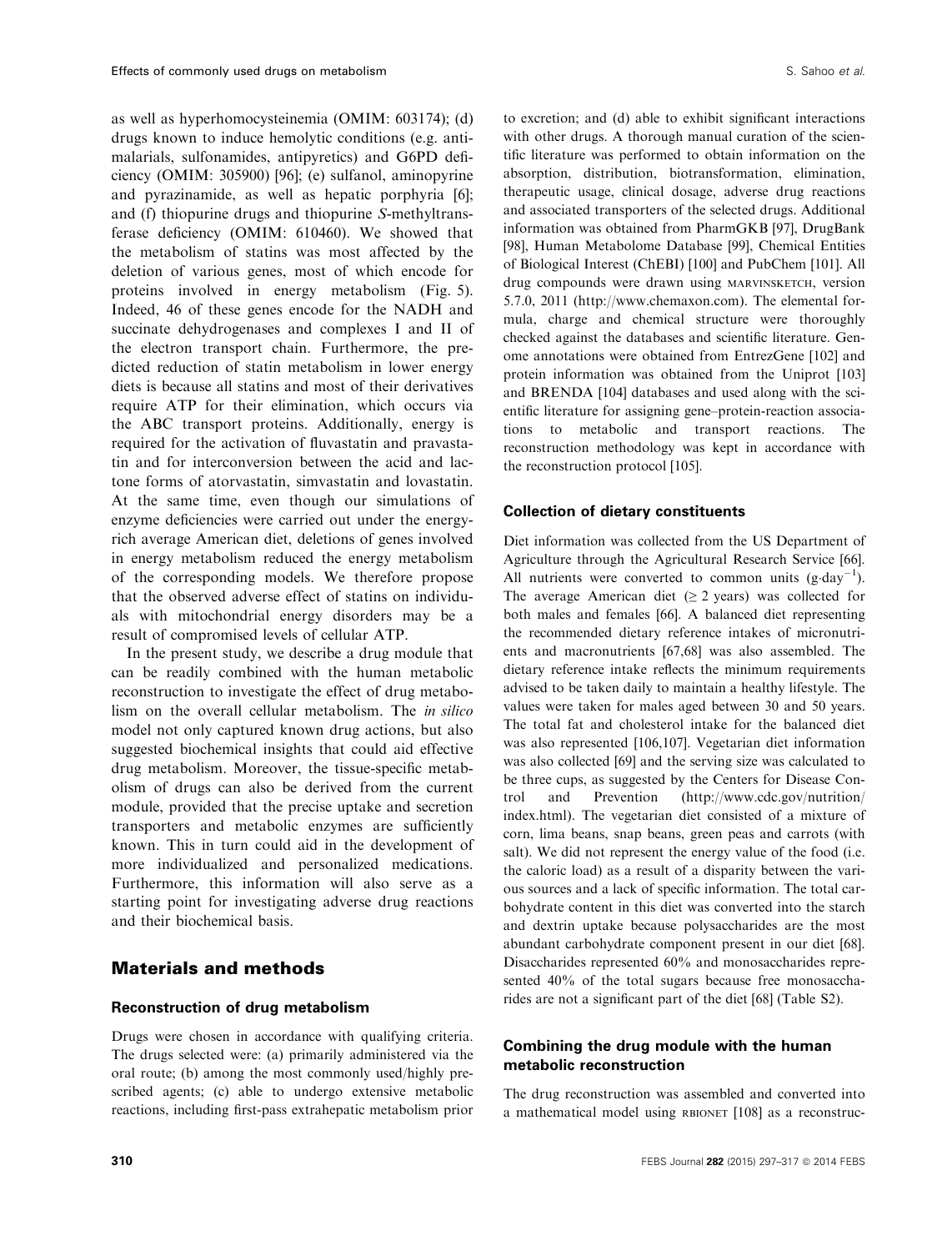as well as hyperhomocysteinemia (OMIM: 603174); (d) drugs known to induce hemolytic conditions (e.g. antimalarials, sulfonamides, antipyretics) and G6PD deficiency (OMIM: 305900) [96]; (e) sulfanol, aminopyrine and pyrazinamide, as well as hepatic porphyria [6]; and (f) thiopurine drugs and thiopurine *S*-methyltransferase deficiency (OMIM: 610460). We showed that the metabolism of statins was most affected by the deletion of various genes, most of which encode for proteins involved in energy metabolism (Fig. 5). Indeed, 46 of these genes encode for the NADH and succinate dehydrogenases and complexes I and II of the electron transport chain. Furthermore, the predicted reduction of statin metabolism in lower energy diets is because all statins and most of their derivatives require ATP for their elimination, which occurs via the ABC transport proteins. Additionally, energy is required for the activation of fluvastatin and pravastatin and for interconversion between the acid and lactone forms of atorvastatin, simvastatin and lovastatin. At the same time, even though our simulations of enzyme deficiencies were carried out under the energy-rich average American diet, deletions of genes involved in energy metabolism reduced the energy metabolism of the corresponding models. We therefore propose that the observed adverse effect of statins on individuals with mitochondrial energy disorders may be a result of compromised levels of cellular ATP.

In the present study, we describe a drug module that can be readily combined with the human metabolic reconstruction to investigate the effect of drug metabolism on the overall cellular metabolism. The *in silico* model not only captured known drug actions, but also suggested biochemical insights that could aid effective drug metabolism. Moreover, the tissue-specific metabolism of drugs can also be derived from the current module, provided that the precise uptake and secretion transporters and metabolic enzymes are sufficiently known. This in turn could aid in the development of more individualized and personalized medications. Furthermore, this information will also serve as a starting point for investigating adverse drug reactions and their biochemical basis.

## Materials and methods

### Reconstruction of drug metabolism

Drugs were chosen in accordance with qualifying criteria. The drugs selected were: (a) primarily administered via the oral route; (b) among the most commonly used/highly prescribed agents; (c) able to undergo extensive metabolic reactions, including first-pass extrahepatic metabolism prior to excretion; and (d) able to exhibit significant interactions with other drugs. A thorough manual curation of the scientific literature was performed to obtain information on the absorption, distribution, biotransformation, elimination, therapeutic usage, clinical dosage, adverse drug reactions and associated transporters of the selected drugs. Additional information was obtained from PharmGKB [97], DrugBank [98], Human Metabolome Database [99], Chemical Entities of Biological Interest (ChEBI) [100] and PubChem [101]. All drug compounds were drawn using MARVINSKETCH, version 5.7.0, 2011 (http://www.chemaxon.com). The elemental formula, charge and chemical structure were thoroughly checked against the databases and scientific literature. Genome annotations were obtained from EntrezGene [102] and protein information was obtained from the Uniprot [103] and BRENDA [104] databases and used along with the scientific literature for assigning gene–protein-reaction associations to metabolic and transport reactions. The reconstruction methodology was kept in accordance with the reconstruction protocol [105].

### Collection of dietary constituents

Diet information was collected from the US Department of Agriculture through the Agricultural Research Service [66]. All nutrients were converted to common units ($g \cdot day^{-1}$). The average American diet ($\geq 2$ years) was collected for both males and females [66]. A balanced diet representing the recommended dietary reference intakes of micronutrients and macronutrients [67,68] was also assembled. The dietary reference intake reflects the minimum requirements advised to be taken daily to maintain a healthy lifestyle. The values were taken for males aged between 30 and 50 years. The total fat and cholesterol intake for the balanced diet was also represented [106,107]. Vegetarian diet information was also collected [69] and the serving size was calculated to be three cups, as suggested by the Centers for Disease Control and Prevention (http://www.cdc.gov/nutrition/index.html). The vegetarian diet consisted of a mixture of corn, lima beans, snap beans, green peas and carrots (with salt). We did not represent the energy value of the food (i.e. the caloric load) as a result of a disparity between the various sources and a lack of specific information. The total carbohydrate content in this diet was converted into the starch and dextrin uptake because polysaccharides are the most abundant carbohydrate component present in our diet [68]. Disaccharides represented 60% and monosaccharides represented 40% of the total sugars because free monosaccharides are not a significant part of the diet [68] (Table S2).

### Combining the drug module with the human metabolic reconstruction

The drug reconstruction was assembled and converted into a mathematical model using RBIONET [108] as a reconstruc-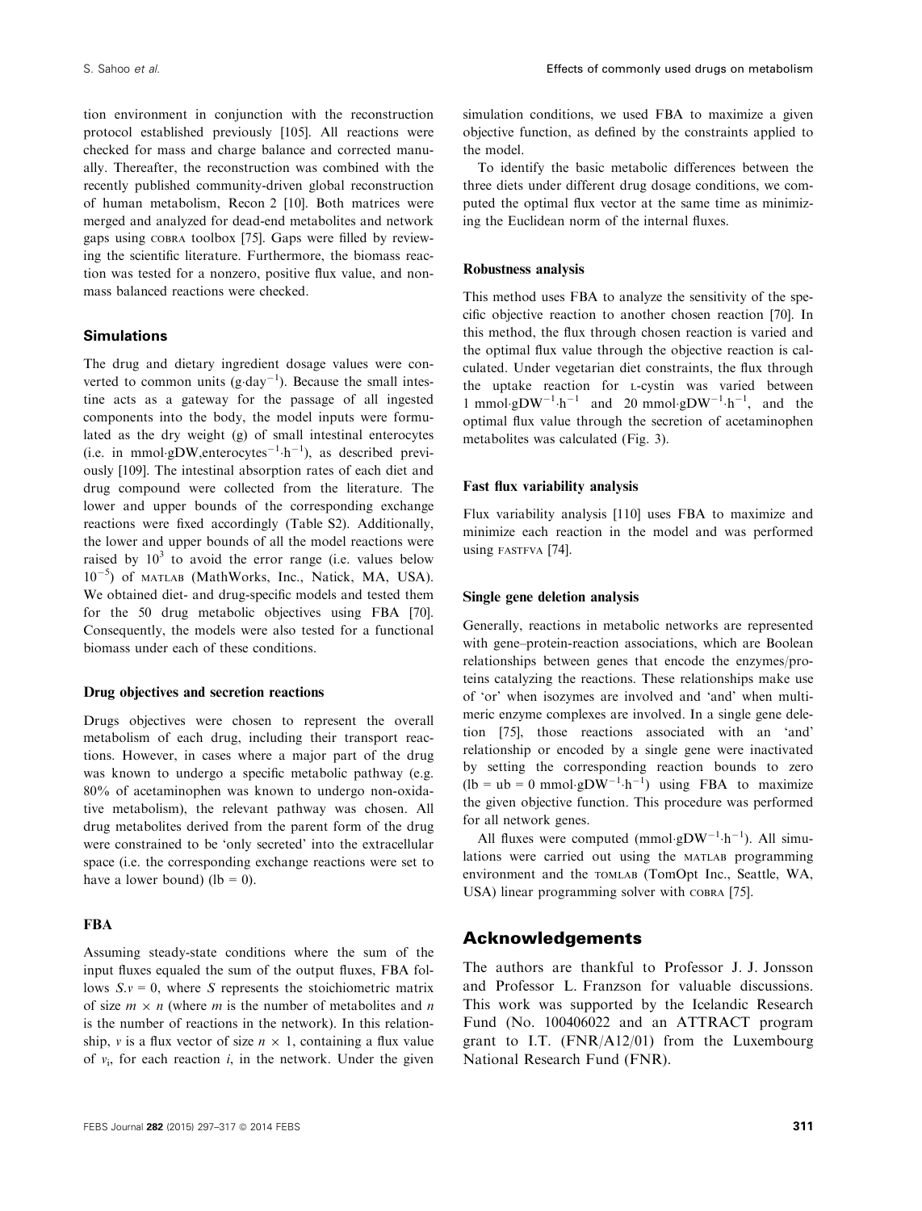tion environment in conjunction with the reconstruction protocol established previously [105]. All reactions were checked for mass and charge balance and corrected manually. Thereafter, the reconstruction was combined with the recently published community-driven global reconstruction of human metabolism, Recon 2 [10]. Both matrices were merged and analyzed for dead-end metabolites and network gaps using COBRA toolbox [75]. Gaps were filled by reviewing the scientific literature. Furthermore, the biomass reaction was tested for a nonzero, positive flux value, and non-mass balanced reactions were checked.

### Simulations

The drug and dietary ingredient dosage values were converted to common units ($g{\cdot}day^{-1}$). Because the small intestine acts as a gateway for the passage of all ingested components into the body, the model inputs were formulated as the dry weight (g) of small intestinal enterocytes (i.e. in $mmol{\cdot}gDW{,}enterocytes^{-1}{\cdot}h^{-1}$), as described previously [109]. The intestinal absorption rates of each diet and drug compound were collected from the literature. The lower and upper bounds of the corresponding exchange reactions were fixed accordingly (Table S2). Additionally, the lower and upper bounds of all the model reactions were raised by $10^3$ to avoid the error range (i.e. values below $10^{-5}$) of MATLAB (MathWorks, Inc., Natick, MA, USA). We obtained diet- and drug-specific models and tested them for the 50 drug metabolic objectives using FBA [70]. Consequently, the models were also tested for a functional biomass under each of these conditions.

#### Drug objectives and secretion reactions

Drugs objectives were chosen to represent the overall metabolism of each drug, including their transport reactions. However, in cases where a major part of the drug was known to undergo a specific metabolic pathway (e.g. 80% of acetaminophen was known to undergo non-oxidative metabolism), the relevant pathway was chosen. All drug metabolites derived from the parent form of the drug were constrained to be 'only secreted' into the extracellular space (i.e. the corresponding exchange reactions were set to have a lower bound) (lb = 0).

#### FBA

Assuming steady-state conditions where the sum of the input fluxes equaled the sum of the output fluxes, FBA follows $S.v = 0$, where $S$ represents the stoichiometric matrix of size $m \times n$ (where $m$ is the number of metabolites and $n$ is the number of reactions in the network). In this relationship, $v$ is a flux vector of size $n \times 1$, containing a flux value of $v_i$, for each reaction $i$, in the network. Under the given simulation conditions, we used FBA to maximize a given objective function, as defined by the constraints applied to the model.

To identify the basic metabolic differences between the three diets under different drug dosage conditions, we computed the optimal flux vector at the same time as minimizing the Euclidean norm of the internal fluxes.

#### Robustness analysis

This method uses FBA to analyze the sensitivity of the specific objective reaction to another chosen reaction [70]. In this method, the flux through chosen reaction is varied and the optimal flux value through the objective reaction is calculated. Under vegetarian diet constraints, the flux through the uptake reaction for L-cystin was varied between 1 $mmol{\cdot}gDW^{-1}{\cdot}h^{-1}$ and 20 $mmol{\cdot}gDW^{-1}{\cdot}h^{-1}$, and the optimal flux value through the secretion of acetaminophen metabolites was calculated (Fig. 3).

#### Fast flux variability analysis

Flux variability analysis [110] uses FBA to maximize and minimize each reaction in the model and was performed using FASTFVA [74].

#### Single gene deletion analysis

Generally, reactions in metabolic networks are represented with gene–protein-reaction associations, which are Boolean relationships between genes that encode the enzymes/proteins catalyzing the reactions. These relationships make use of 'or' when isozymes are involved and 'and' when multimeric enzyme complexes are involved. In a single gene deletion [75], those reactions associated with an 'and' relationship or encoded by a single gene were inactivated by setting the corresponding reaction bounds to zero (lb = ub = 0 $mmol{\cdot}gDW^{-1}{\cdot}h^{-1}$) using FBA to maximize the given objective function. This procedure was performed for all network genes.

All fluxes were computed ($mmol{\cdot}gDW^{-1}{\cdot}h^{-1}$). All simulations were carried out using the MATLAB programming environment and the TOMLAB (TomOpt Inc., Seattle, WA, USA) linear programming solver with COBRA [75].

## Acknowledgements

The authors are thankful to Professor J. J. Jonsson and Professor L. Franzson for valuable discussions. This work was supported by the Icelandic Research Fund (No. 100406022 and an ATTRACT program grant to I.T. (FNR/A12/01) from the Luxembourg National Research Fund (FNR).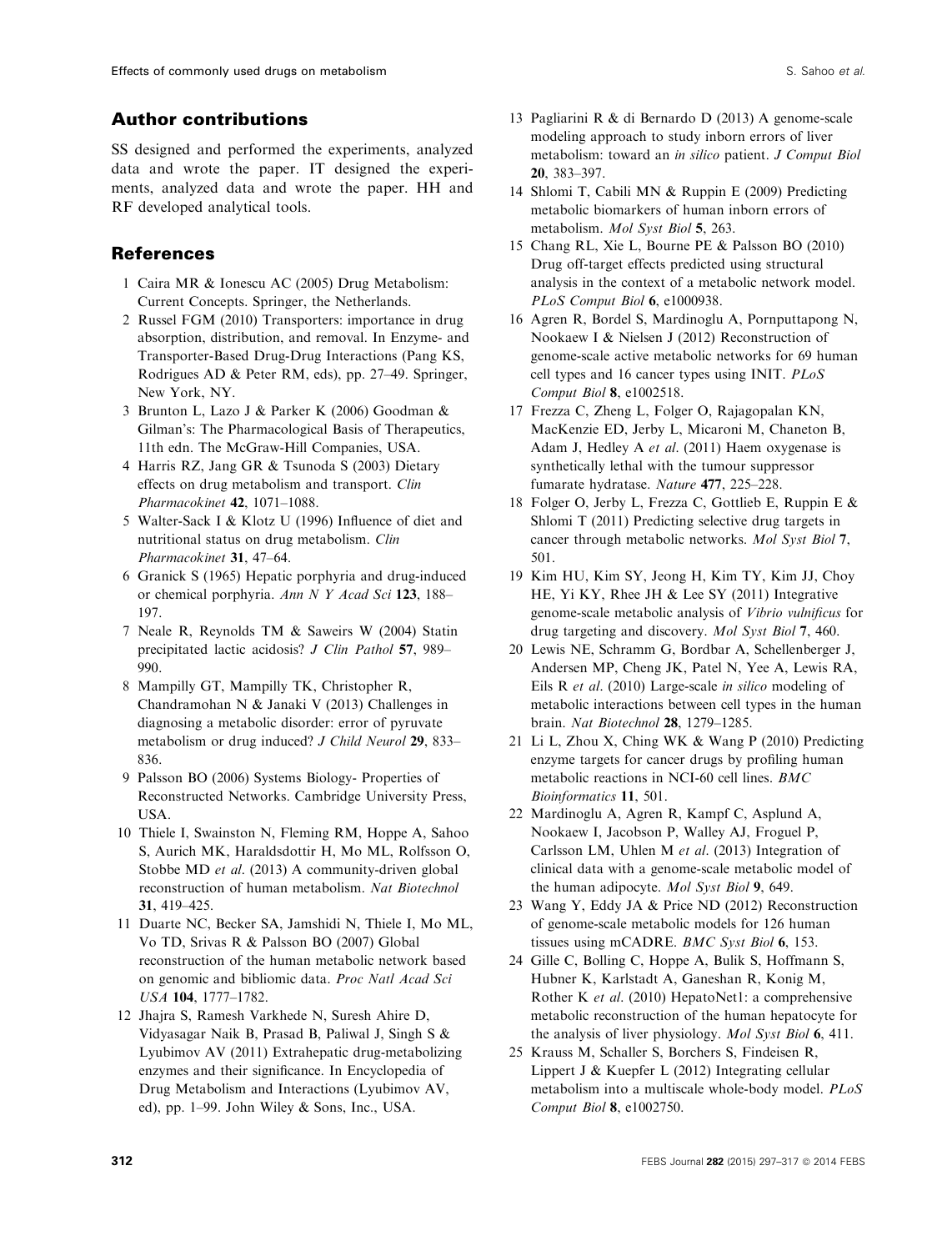## Author contributions

SS designed and performed the experiments, analyzed data and wrote the paper. IT designed the experiments, analyzed data and wrote the paper. HH and RF developed analytical tools.

## References

1 Caira MR & Ionescu AC (2005) Drug Metabolism: Current Concepts. Springer, the Netherlands.

2 Russel FGM (2010) Transporters: importance in drug absorption, distribution, and removal. In Enzyme- and Transporter-Based Drug-Drug Interactions (Pang KS, Rodrigues AD & Peter RM, eds), pp. 27–49. Springer, New York, NY.

3 Brunton L, Lazo J & Parker K (2006) Goodman & Gilman's: The Pharmacological Basis of Therapeutics, 11th edn. The McGraw-Hill Companies, USA.

4 Harris RZ, Jang GR & Tsunoda S (2003) Dietary effects on drug metabolism and transport. *Clin Pharmacokinet* **42**, 1071–1088.

5 Walter-Sack I & Klotz U (1996) Influence of diet and nutritional status on drug metabolism. *Clin Pharmacokinet* **31**, 47–64.

6 Granick S (1965) Hepatic porphyria and drug-induced or chemical porphyria. *Ann N Y Acad Sci* **123**, 188–197.

7 Neale R, Reynolds TM & Saweirs W (2004) Statin precipitated lactic acidosis? *J Clin Pathol* **57**, 989–990.

8 Mampilly GT, Mampilly TK, Christopher R, Chandramohan N & Janaki V (2013) Challenges in diagnosing a metabolic disorder: error of pyruvate metabolism or drug induced? *J Child Neurol* **29**, 833–836.

9 Palsson BO (2006) Systems Biology- Properties of Reconstructed Networks. Cambridge University Press, USA.

10 Thiele I, Swainston N, Fleming RM, Hoppe A, Sahoo S, Aurich MK, Haraldsdottir H, Mo ML, Rolfsson O, Stobbe MD *et al*. (2013) A community-driven global reconstruction of human metabolism. *Nat Biotechnol* **31**, 419–425.

11 Duarte NC, Becker SA, Jamshidi N, Thiele I, Mo ML, Vo TD, Srivas R & Palsson BO (2007) Global reconstruction of the human metabolic network based on genomic and bibliomic data. *Proc Natl Acad Sci USA* **104**, 1777–1782.

12 Jhajra S, Ramesh Varkhede N, Suresh Ahire D, Vidyasagar Naik B, Prasad B, Paliwal J, Singh S & Lyubimov AV (2011) Extrahepatic drug-metabolizing enzymes and their significance. In Encyclopedia of Drug Metabolism and Interactions (Lyubimov AV, ed), pp. 1–99. John Wiley & Sons, Inc., USA.

13 Pagliarini R & di Bernardo D (2013) A genome-scale modeling approach to study inborn errors of liver metabolism: toward an *in silico* patient. *J Comput Biol* **20**, 383–397.

14 Shlomi T, Cabili MN & Ruppin E (2009) Predicting metabolic biomarkers of human inborn errors of metabolism. *Mol Syst Biol* **5**, 263.

15 Chang RL, Xie L, Bourne PE & Palsson BO (2010) Drug off-target effects predicted using structural analysis in the context of a metabolic network model. *PLoS Comput Biol* **6**, e1000938.

16 Agren R, Bordel S, Mardinoglu A, Pornputtapong N, Nookaew I & Nielsen J (2012) Reconstruction of genome-scale active metabolic networks for 69 human cell types and 16 cancer types using INIT. *PLoS Comput Biol* **8**, e1002518.

17 Frezza C, Zheng L, Folger O, Rajagopalan KN, MacKenzie ED, Jerby L, Micaroni M, Chaneton B, Adam J, Hedley A *et al*. (2011) Haem oxygenase is synthetically lethal with the tumour suppressor fumarate hydratase. *Nature* **477**, 225–228.

18 Folger O, Jerby L, Frezza C, Gottlieb E, Ruppin E & Shlomi T (2011) Predicting selective drug targets in cancer through metabolic networks. *Mol Syst Biol* **7**, 501.

19 Kim HU, Kim SY, Jeong H, Kim TY, Kim JJ, Choy HE, Yi KY, Rhee JH & Lee SY (2011) Integrative genome-scale metabolic analysis of *Vibrio vulnificus* for drug targeting and discovery. *Mol Syst Biol* **7**, 460.

20 Lewis NE, Schramm G, Bordbar A, Schellenberger J, Andersen MP, Cheng JK, Patel N, Yee A, Lewis RA, Eils R *et al*. (2010) Large-scale *in silico* modeling of metabolic interactions between cell types in the human brain. *Nat Biotechnol* **28**, 1279–1285.

21 Li L, Zhou X, Ching WK & Wang P (2010) Predicting enzyme targets for cancer drugs by profiling human metabolic reactions in NCI-60 cell lines. *BMC Bioinformatics* **11**, 501.

22 Mardinoglu A, Agren R, Kampf C, Asplund A, Nookaew I, Jacobson P, Walley AJ, Froguel P, Carlsson LM, Uhlen M *et al*. (2013) Integration of clinical data with a genome-scale metabolic model of the human adipocyte. *Mol Syst Biol* **9**, 649.

23 Wang Y, Eddy JA & Price ND (2012) Reconstruction of genome-scale metabolic models for 126 human tissues using mCADRE. *BMC Syst Biol* **6**, 153.

24 Gille C, Bolling C, Hoppe A, Bulik S, Hoffmann S, Hubner K, Karlstadt A, Ganeshan R, Konig M, Rother K *et al*. (2010) HepatoNet1: a comprehensive metabolic reconstruction of the human hepatocyte for the analysis of liver physiology. *Mol Syst Biol* **6**, 411.

25 Krauss M, Schaller S, Borchers S, Findeisen R, Lippert J & Kuepfer L (2012) Integrating cellular metabolism into a multiscale whole-body model. *PLoS Comput Biol* **8**, e1002750.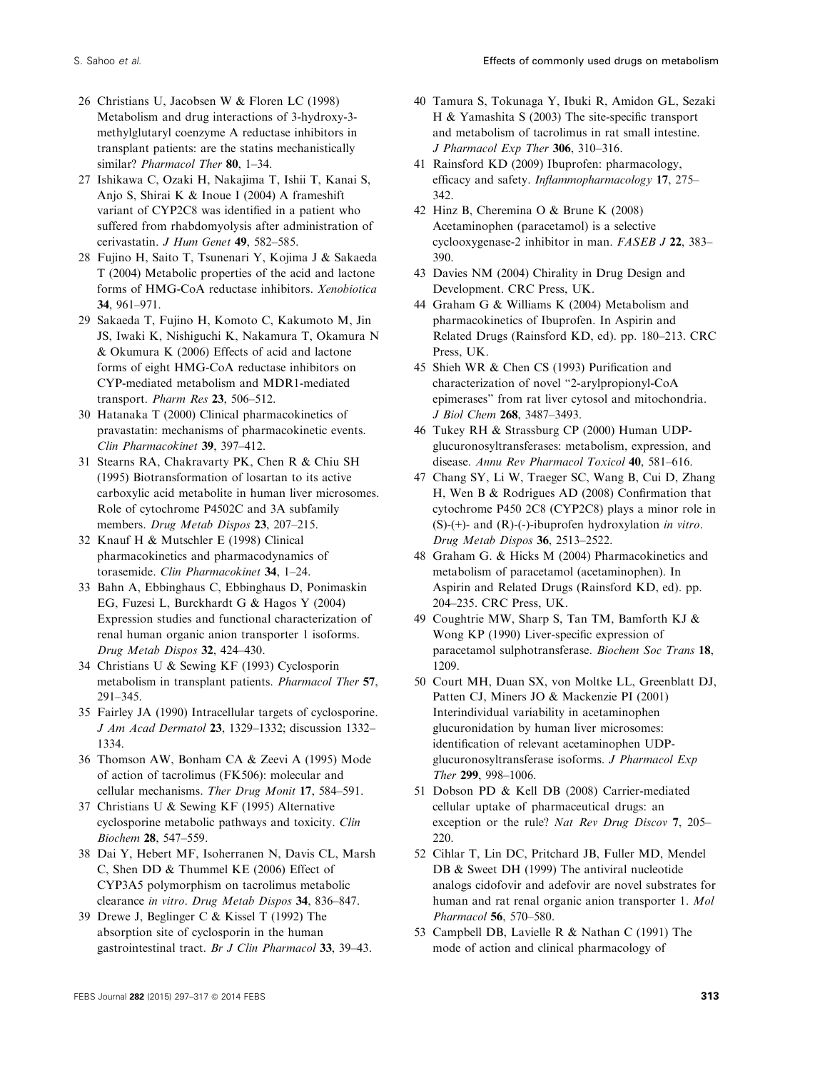26 Christians U, Jacobsen W & Floren LC (1998) Metabolism and drug interactions of 3-hydroxy-3-methylglutaryl coenzyme A reductase inhibitors in transplant patients: are the statins mechanistically similar? *Pharmacol Ther* **80**, 1–34.

27 Ishikawa C, Ozaki H, Nakajima T, Ishii T, Kanai S, Anjo S, Shirai K & Inoue I (2004) A frameshift variant of CYP2C8 was identified in a patient who suffered from rhabdomyolysis after administration of cerivastatin. *J Hum Genet* **49**, 582–585.

28 Fujino H, Saito T, Tsunenari Y, Kojima J & Sakaeda T (2004) Metabolic properties of the acid and lactone forms of HMG-CoA reductase inhibitors. *Xenobiotica* **34**, 961–971.

29 Sakaeda T, Fujino H, Komoto C, Kakumoto M, Jin JS, Iwaki K, Nishiguchi K, Nakamura T, Okamura N & Okumura K (2006) Effects of acid and lactone forms of eight HMG-CoA reductase inhibitors on CYP-mediated metabolism and MDR1-mediated transport. *Pharm Res* **23**, 506–512.

30 Hatanaka T (2000) Clinical pharmacokinetics of pravastatin: mechanisms of pharmacokinetic events. *Clin Pharmacokinet* **39**, 397–412.

31 Stearns RA, Chakravarty PK, Chen R & Chiu SH (1995) Biotransformation of losartan to its active carboxylic acid metabolite in human liver microsomes. Role of cytochrome P4502C and 3A subfamily members. *Drug Metab Dispos* **23**, 207–215.

32 Knauf H & Mutschler E (1998) Clinical pharmacokinetics and pharmacodynamics of torasemide. *Clin Pharmacokinet* **34**, 1–24.

33 Bahn A, Ebbinghaus C, Ebbinghaus D, Ponimaskin EG, Fuzesi L, Burckhardt G & Hagos Y (2004) Expression studies and functional characterization of renal human organic anion transporter 1 isoforms. *Drug Metab Dispos* **32**, 424–430.

34 Christians U & Sewing KF (1993) Cyclosporin metabolism in transplant patients. *Pharmacol Ther* **57**, 291–345.

35 Fairley JA (1990) Intracellular targets of cyclosporine. *J Am Acad Dermatol* **23**, 1329–1332; discussion 1332–1334.

36 Thomson AW, Bonham CA & Zeevi A (1995) Mode of action of tacrolimus (FK506): molecular and cellular mechanisms. *Ther Drug Monit* **17**, 584–591.

37 Christians U & Sewing KF (1995) Alternative cyclosporine metabolic pathways and toxicity. *Clin Biochem* **28**, 547–559.

38 Dai Y, Hebert MF, Isoherranen N, Davis CL, Marsh C, Shen DD & Thummel KE (2006) Effect of CYP3A5 polymorphism on tacrolimus metabolic clearance *in vitro*. *Drug Metab Dispos* **34**, 836–847.

39 Drewe J, Beglinger C & Kissel T (1992) The absorption site of cyclosporin in the human gastrointestinal tract. *Br J Clin Pharmacol* **33**, 39–43.

40 Tamura S, Tokunaga Y, Ibuki R, Amidon GL, Sezaki H & Yamashita S (2003) The site-specific transport and metabolism of tacrolimus in rat small intestine. *J Pharmacol Exp Ther* **306**, 310–316.

41 Rainsford KD (2009) Ibuprofen: pharmacology, efficacy and safety. *Inflammopharmacology* **17**, 275–342.

42 Hinz B, Cheremina O & Brune K (2008) Acetaminophen (paracetamol) is a selective cyclooxygenase-2 inhibitor in man. *FASEB J* **22**, 383–390.

43 Davies NM (2004) Chirality in Drug Design and Development. CRC Press, UK.

44 Graham G & Williams K (2004) Metabolism and pharmacokinetics of Ibuprofen. In Aspirin and Related Drugs (Rainsford KD, ed). pp. 180–213. CRC Press, UK.

45 Shieh WR & Chen CS (1993) Purification and characterization of novel "2-arylpropionyl-CoA epimerases" from rat liver cytosol and mitochondria. *J Biol Chem* **268**, 3487–3493.

46 Tukey RH & Strassburg CP (2000) Human UDP-glucuronosyltransferases: metabolism, expression, and disease. *Annu Rev Pharmacol Toxicol* **40**, 581–616.

47 Chang SY, Li W, Traeger SC, Wang B, Cui D, Zhang H, Wen B & Rodrigues AD (2008) Confirmation that cytochrome P450 2C8 (CYP2C8) plays a minor role in (S)-(+)- and (R)-(-)-ibuprofen hydroxylation *in vitro*. *Drug Metab Dispos* **36**, 2513–2522.

48 Graham G. & Hicks M (2004) Pharmacokinetics and metabolism of paracetamol (acetaminophen). In Aspirin and Related Drugs (Rainsford KD, ed). pp. 204–235. CRC Press, UK.

49 Coughtrie MW, Sharp S, Tan TM, Bamforth KJ & Wong KP (1990) Liver-specific expression of paracetamol sulphotransferase. *Biochem Soc Trans* **18**, 1209.

50 Court MH, Duan SX, von Moltke LL, Greenblatt DJ, Patten CJ, Miners JO & Mackenzie PI (2001) Interindividual variability in acetaminophen glucuronidation by human liver microsomes: identification of relevant acetaminophen UDP-glucuronosyltransferase isoforms. *J Pharmacol Exp Ther* **299**, 998–1006.

51 Dobson PD & Kell DB (2008) Carrier-mediated cellular uptake of pharmaceutical drugs: an exception or the rule? *Nat Rev Drug Discov* **7**, 205–220.

52 Cihlar T, Lin DC, Pritchard JB, Fuller MD, Mendel DB & Sweet DH (1999) The antiviral nucleotide analogs cidofovir and adefovir are novel substrates for human and rat renal organic anion transporter 1. *Mol Pharmacol* **56**, 570–580.

53 Campbell DB, Lavielle R & Nathan C (1991) The mode of action and clinical pharmacology of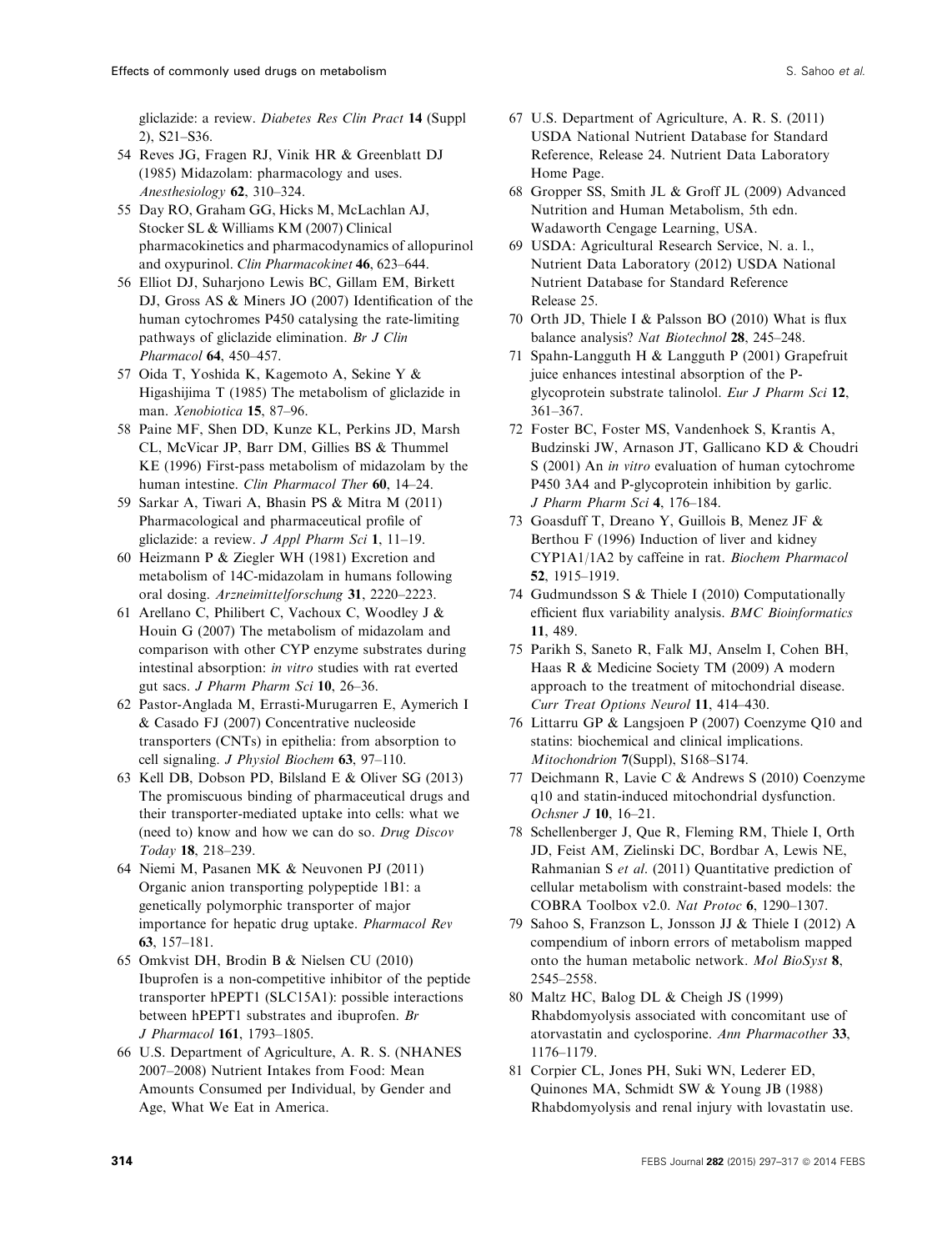gliclazide: a review. *Diabetes Res Clin Pract* **14** (Suppl 2), S21–S36.

54 Reves JG, Fragen RJ, Vinik HR & Greenblatt DJ (1985) Midazolam: pharmacology and uses. *Anesthesiology* **62**, 310–324.

55 Day RO, Graham GG, Hicks M, McLachlan AJ, Stocker SL & Williams KM (2007) Clinical pharmacokinetics and pharmacodynamics of allopurinol and oxypurinol. *Clin Pharmacokinet* **46**, 623–644.

56 Elliot DJ, Suharjono Lewis BC, Gillam EM, Birkett DJ, Gross AS & Miners JO (2007) Identification of the human cytochromes P450 catalysing the rate-limiting pathways of gliclazide elimination. *Br J Clin Pharmacol* **64**, 450–457.

57 Oida T, Yoshida K, Kagemoto A, Sekine Y & Higashijima T (1985) The metabolism of gliclazide in man. *Xenobiotica* **15**, 87–96.

58 Paine MF, Shen DD, Kunze KL, Perkins JD, Marsh CL, McVicar JP, Barr DM, Gillies BS & Thummel KE (1996) First-pass metabolism of midazolam by the human intestine. *Clin Pharmacol Ther* **60**, 14–24.

59 Sarkar A, Tiwari A, Bhasin PS & Mitra M (2011) Pharmacological and pharmaceutical profile of gliclazide: a review. *J Appl Pharm Sci* **1**, 11–19.

60 Heizmann P & Ziegler WH (1981) Excretion and metabolism of 14C-midazolam in humans following oral dosing. *Arzneimittelforschung* **31**, 2220–2223.

61 Arellano C, Philibert C, Vachoux C, Woodley J & Houin G (2007) The metabolism of midazolam and comparison with other CYP enzyme substrates during intestinal absorption: *in vitro* studies with rat everted gut sacs. *J Pharm Pharm Sci* **10**, 26–36.

62 Pastor-Anglada M, Errasti-Murugarren E, Aymerich I & Casado FJ (2007) Concentrative nucleoside transporters (CNTs) in epithelia: from absorption to cell signaling. *J Physiol Biochem* **63**, 97–110.

63 Kell DB, Dobson PD, Bilsland E & Oliver SG (2013) The promiscuous binding of pharmaceutical drugs and their transporter-mediated uptake into cells: what we (need to) know and how we can do so. *Drug Discov Today* **18**, 218–239.

64 Niemi M, Pasanen MK & Neuvonen PJ (2011) Organic anion transporting polypeptide 1B1: a genetically polymorphic transporter of major importance for hepatic drug uptake. *Pharmacol Rev* **63**, 157–181.

65 Omkvist DH, Brodin B & Nielsen CU (2010) Ibuprofen is a non-competitive inhibitor of the peptide transporter hPEPT1 (SLC15A1): possible interactions between hPEPT1 substrates and ibuprofen. *Br J Pharmacol* **161**, 1793–1805.

66 U.S. Department of Agriculture, A. R. S. (NHANES 2007–2008) Nutrient Intakes from Food: Mean Amounts Consumed per Individual, by Gender and Age, What We Eat in America.

67 U.S. Department of Agriculture, A. R. S. (2011) USDA National Nutrient Database for Standard Reference, Release 24. Nutrient Data Laboratory Home Page.

68 Gropper SS, Smith JL & Groff JL (2009) Advanced Nutrition and Human Metabolism, 5th edn. Wadaworth Cengage Learning, USA.

69 USDA: Agricultural Research Service, N. a. l., Nutrient Data Laboratory (2012) USDA National Nutrient Database for Standard Reference Release 25.

70 Orth JD, Thiele I & Palsson BO (2010) What is flux balance analysis? *Nat Biotechnol* **28**, 245–248.

71 Spahn-Langguth H & Langguth P (2001) Grapefruit juice enhances intestinal absorption of the P-glycoprotein substrate talinolol. *Eur J Pharm Sci* **12**, 361–367.

72 Foster BC, Foster MS, Vandenhoek S, Krantis A, Budzinski JW, Arnason JT, Gallicano KD & Choudri S (2001) An *in vitro* evaluation of human cytochrome P450 3A4 and P-glycoprotein inhibition by garlic. *J Pharm Pharm Sci* **4**, 176–184.

73 Goasduff T, Dreano Y, Guillois B, Menez JF & Berthou F (1996) Induction of liver and kidney CYP1A1/1A2 by caffeine in rat. *Biochem Pharmacol* **52**, 1915–1919.

74 Gudmundsson S & Thiele I (2010) Computationally efficient flux variability analysis. *BMC Bioinformatics* **11**, 489.

75 Parikh S, Saneto R, Falk MJ, Anselm I, Cohen BH, Haas R & Medicine Society TM (2009) A modern approach to the treatment of mitochondrial disease. *Curr Treat Options Neurol* **11**, 414–430.

76 Littarru GP & Langsjoen P (2007) Coenzyme Q10 and statins: biochemical and clinical implications. *Mitochondrion* **7**(Suppl), S168–S174.

77 Deichmann R, Lavie C & Andrews S (2010) Coenzyme q10 and statin-induced mitochondrial dysfunction. *Ochsner J* **10**, 16–21.

78 Schellenberger J, Que R, Fleming RM, Thiele I, Orth JD, Feist AM, Zielinski DC, Bordbar A, Lewis NE, Rahmanian S *et al.* (2011) Quantitative prediction of cellular metabolism with constraint-based models: the COBRA Toolbox v2.0. *Nat Protoc* **6**, 1290–1307.

79 Sahoo S, Franzson L, Jonsson JJ & Thiele I (2012) A compendium of inborn errors of metabolism mapped onto the human metabolic network. *Mol BioSyst* **8**, 2545–2558.

80 Maltz HC, Balog DL & Cheigh JS (1999) Rhabdomyolysis associated with concomitant use of atorvastatin and cyclosporine. *Ann Pharmacother* **33**, 1176–1179.

81 Corpier CL, Jones PH, Suki WN, Lederer ED, Quinones MA, Schmidt SW & Young JB (1988) Rhabdomyolysis and renal injury with lovastatin use.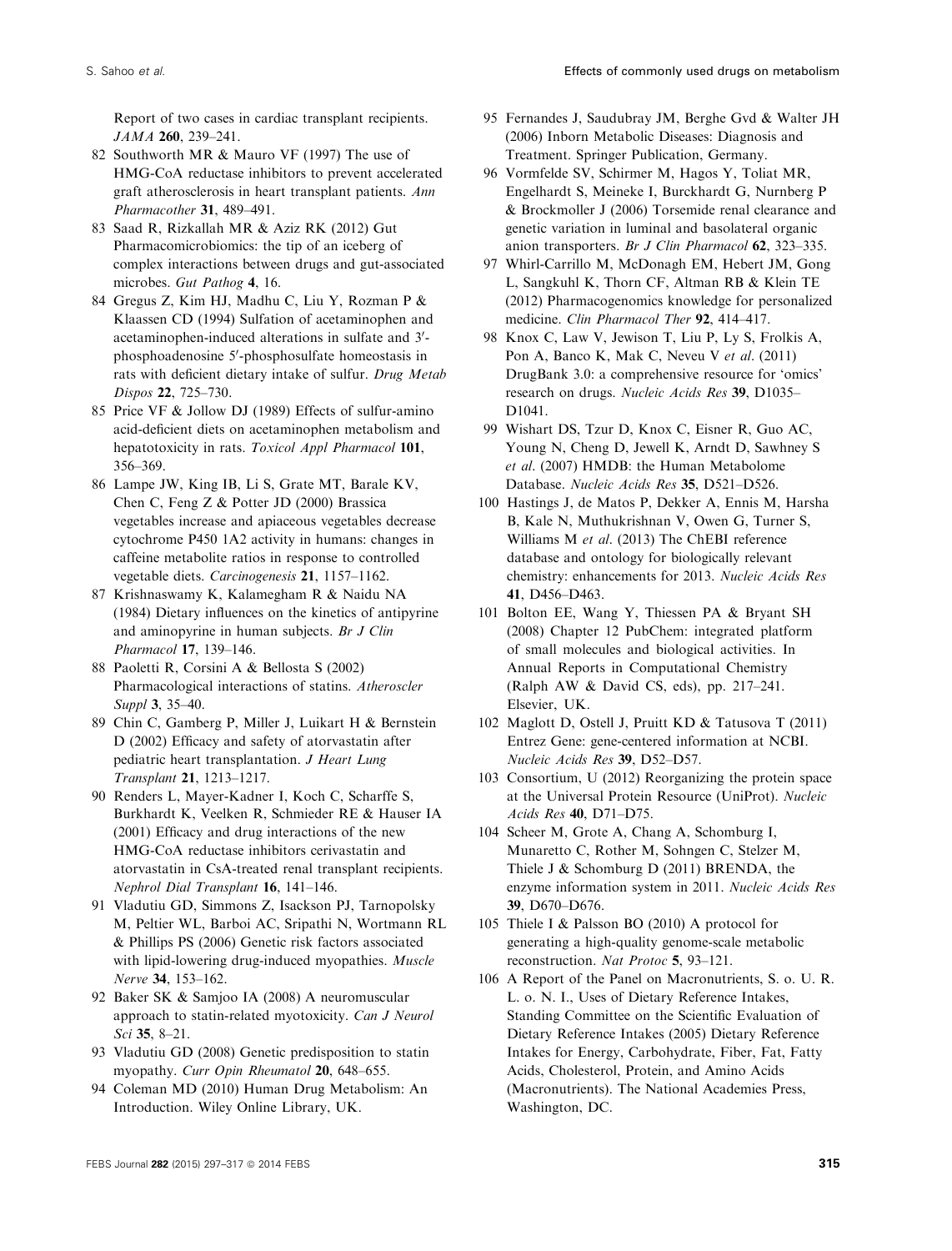Report of two cases in cardiac transplant recipients. *JAMA* **260**, 239–241.

82 Southworth MR & Mauro VF (1997) The use of HMG-CoA reductase inhibitors to prevent accelerated graft atherosclerosis in heart transplant patients. *Ann Pharmacother* **31**, 489–491.

83 Saad R, Rizkallah MR & Aziz RK (2012) Gut Pharmacomicrobiomics: the tip of an iceberg of complex interactions between drugs and gut-associated microbes. *Gut Pathog* **4**, 16.

84 Gregus Z, Kim HJ, Madhu C, Liu Y, Rozman P & Klaassen CD (1994) Sulfation of acetaminophen and acetaminophen-induced alterations in sulfate and 3′-phosphoadenosine 5′-phosphosulfate homeostasis in rats with deficient dietary intake of sulfur. *Drug Metab Dispos* **22**, 725–730.

85 Price VF & Jollow DJ (1989) Effects of sulfur-amino acid-deficient diets on acetaminophen metabolism and hepatotoxicity in rats. *Toxicol Appl Pharmacol* **101**, 356–369.

86 Lampe JW, King IB, Li S, Grate MT, Barale KV, Chen C, Feng Z & Potter JD (2000) Brassica vegetables increase and apiaceous vegetables decrease cytochrome P450 1A2 activity in humans: changes in caffeine metabolite ratios in response to controlled vegetable diets. *Carcinogenesis* **21**, 1157–1162.

87 Krishnaswamy K, Kalamegham R & Naidu NA (1984) Dietary influences on the kinetics of antipyrine and aminopyrine in human subjects. *Br J Clin Pharmacol* **17**, 139–146.

88 Paoletti R, Corsini A & Bellosta S (2002) Pharmacological interactions of statins. *Atheroscler Suppl* **3**, 35–40.

89 Chin C, Gamberg P, Miller J, Luikart H & Bernstein D (2002) Efficacy and safety of atorvastatin after pediatric heart transplantation. *J Heart Lung Transplant* **21**, 1213–1217.

90 Renders L, Mayer-Kadner I, Koch C, Scharffe S, Burkhardt K, Veelken R, Schmieder RE & Hauser IA (2001) Efficacy and drug interactions of the new HMG-CoA reductase inhibitors cerivastatin and atorvastatin in CsA-treated renal transplant recipients. *Nephrol Dial Transplant* **16**, 141–146.

91 Vladutiu GD, Simmons Z, Isackson PJ, Tarnopolsky M, Peltier WL, Barboi AC, Sripathi N, Wortmann RL & Phillips PS (2006) Genetic risk factors associated with lipid-lowering drug-induced myopathies. *Muscle Nerve* **34**, 153–162.

92 Baker SK & Samjoo IA (2008) A neuromuscular approach to statin-related myotoxicity. *Can J Neurol Sci* **35**, 8–21.

93 Vladutiu GD (2008) Genetic predisposition to statin myopathy. *Curr Opin Rheumatol* **20**, 648–655.

94 Coleman MD (2010) Human Drug Metabolism: An Introduction. Wiley Online Library, UK.

95 Fernandes J, Saudubray JM, Berghe Gvd & Walter JH (2006) Inborn Metabolic Diseases: Diagnosis and Treatment. Springer Publication, Germany.

96 Vormfelde SV, Schirmer M, Hagos Y, Toliat MR, Engelhardt S, Meineke I, Burckhardt G, Nurnberg P & Brockmoller J (2006) Torsemide renal clearance and genetic variation in luminal and basolateral organic anion transporters. *Br J Clin Pharmacol* **62**, 323–335.

97 Whirl-Carrillo M, McDonagh EM, Hebert JM, Gong L, Sangkuhl K, Thorn CF, Altman RB & Klein TE (2012) Pharmacogenomics knowledge for personalized medicine. *Clin Pharmacol Ther* **92**, 414–417.

98 Knox C, Law V, Jewison T, Liu P, Ly S, Frolkis A, Pon A, Banco K, Mak C, Neveu V *et al*. (2011) DrugBank 3.0: a comprehensive resource for 'omics' research on drugs. *Nucleic Acids Res* **39**, D1035–D1041.

99 Wishart DS, Tzur D, Knox C, Eisner R, Guo AC, Young N, Cheng D, Jewell K, Arndt D, Sawhney S *et al*. (2007) HMDB: the Human Metabolome Database. *Nucleic Acids Res* **35**, D521–D526.

100 Hastings J, de Matos P, Dekker A, Ennis M, Harsha B, Kale N, Muthukrishnan V, Owen G, Turner S, Williams M *et al*. (2013) The ChEBI reference database and ontology for biologically relevant chemistry: enhancements for 2013. *Nucleic Acids Res* **41**, D456–D463.

101 Bolton EE, Wang Y, Thiessen PA & Bryant SH (2008) Chapter 12 PubChem: integrated platform of small molecules and biological activities. In Annual Reports in Computational Chemistry (Ralph AW & David CS, eds), pp. 217–241. Elsevier, UK.

102 Maglott D, Ostell J, Pruitt KD & Tatusova T (2011) Entrez Gene: gene-centered information at NCBI. *Nucleic Acids Res* **39**, D52–D57.

103 Consortium, U (2012) Reorganizing the protein space at the Universal Protein Resource (UniProt). *Nucleic Acids Res* **40**, D71–D75.

104 Scheer M, Grote A, Chang A, Schomburg I, Munaretto C, Rother M, Sohngen C, Stelzer M, Thiele J & Schomburg D (2011) BRENDA, the enzyme information system in 2011. *Nucleic Acids Res* **39**, D670–D676.

105 Thiele I & Palsson BO (2010) A protocol for generating a high-quality genome-scale metabolic reconstruction. *Nat Protoc* **5**, 93–121.

106 A Report of the Panel on Macronutrients, S. o. U. R. L. o. N. I., Uses of Dietary Reference Intakes, Standing Committee on the Scientific Evaluation of Dietary Reference Intakes (2005) Dietary Reference Intakes for Energy, Carbohydrate, Fiber, Fat, Fatty Acids, Cholesterol, Protein, and Amino Acids (Macronutrients). The National Academies Press, Washington, DC.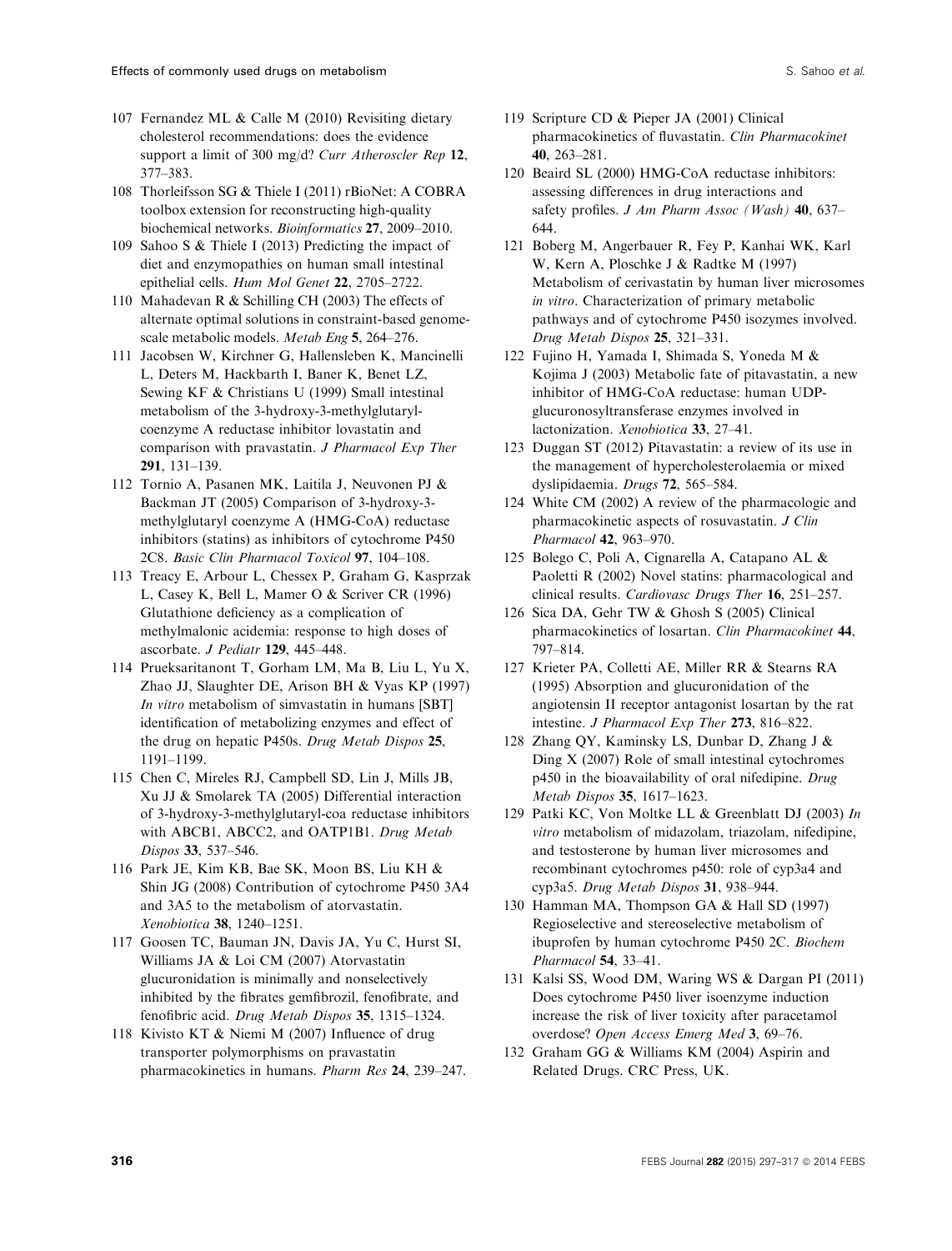107 Fernandez ML & Calle M (2010) Revisiting dietary cholesterol recommendations: does the evidence support a limit of 300 mg/d? *Curr Atheroscler Rep* **12**, 377–383.

108 Thorleifsson SG & Thiele I (2011) rBioNet: A COBRA toolbox extension for reconstructing high-quality biochemical networks. *Bioinformatics* **27**, 2009–2010.

109 Sahoo S & Thiele I (2013) Predicting the impact of diet and enzymopathies on human small intestinal epithelial cells. *Hum Mol Genet* **22**, 2705–2722.

110 Mahadevan R & Schilling CH (2003) The effects of alternate optimal solutions in constraint-based genome-scale metabolic models. *Metab Eng* **5**, 264–276.

111 Jacobsen W, Kirchner G, Hallensleben K, Mancinelli L, Deters M, Hackbarth I, Baner K, Benet LZ, Sewing KF & Christians U (1999) Small intestinal metabolism of the 3-hydroxy-3-methylglutaryl-coenzyme A reductase inhibitor lovastatin and comparison with pravastatin. *J Pharmacol Exp Ther* **291**, 131–139.

112 Tornio A, Pasanen MK, Laitila J, Neuvonen PJ & Backman JT (2005) Comparison of 3-hydroxy-3-methylglutaryl coenzyme A (HMG-CoA) reductase inhibitors (statins) as inhibitors of cytochrome P450 2C8. *Basic Clin Pharmacol Toxicol* **97**, 104–108.

113 Treacy E, Arbour L, Chessex P, Graham G, Kasprzak L, Casey K, Bell L, Mamer O & Scriver CR (1996) Glutathione deficiency as a complication of methylmalonic acidemia: response to high doses of ascorbate. *J Pediatr* **129**, 445–448.

114 Prueksaritanont T, Gorham LM, Ma B, Liu L, Yu X, Zhao JJ, Slaughter DE, Arison BH & Vyas KP (1997) *In vitro* metabolism of simvastatin in humans [SBT] identification of metabolizing enzymes and effect of the drug on hepatic P450s. *Drug Metab Dispos* **25**, 1191–1199.

115 Chen C, Mireles RJ, Campbell SD, Lin J, Mills JB, Xu JJ & Smolarek TA (2005) Differential interaction of 3-hydroxy-3-methylglutaryl-coa reductase inhibitors with ABCB1, ABCC2, and OATP1B1. *Drug Metab Dispos* **33**, 537–546.

116 Park JE, Kim KB, Bae SK, Moon BS, Liu KH & Shin JG (2008) Contribution of cytochrome P450 3A4 and 3A5 to the metabolism of atorvastatin. *Xenobiotica* **38**, 1240–1251.

117 Goosen TC, Bauman JN, Davis JA, Yu C, Hurst SI, Williams JA & Loi CM (2007) Atorvastatin glucuronidation is minimally and nonselectively inhibited by the fibrates gemfibrozil, fenofibrate, and fenofibric acid. *Drug Metab Dispos* **35**, 1315–1324.

118 Kivisto KT & Niemi M (2007) Influence of drug transporter polymorphisms on pravastatin pharmacokinetics in humans. *Pharm Res* **24**, 239–247.

119 Scripture CD & Pieper JA (2001) Clinical pharmacokinetics of fluvastatin. *Clin Pharmacokinet* **40**, 263–281.

120 Beaird SL (2000) HMG-CoA reductase inhibitors: assessing differences in drug interactions and safety profiles. *J Am Pharm Assoc (Wash)* **40**, 637–644.

121 Boberg M, Angerbauer R, Fey P, Kanhai WK, Karl W, Kern A, Ploschke J & Radtke M (1997) Metabolism of cerivastatin by human liver microsomes *in vitro*. Characterization of primary metabolic pathways and of cytochrome P450 isozymes involved. *Drug Metab Dispos* **25**, 321–331.

122 Fujino H, Yamada I, Shimada S, Yoneda M & Kojima J (2003) Metabolic fate of pitavastatin, a new inhibitor of HMG-CoA reductase: human UDP-glucuronosyltransferase enzymes involved in lactonization. *Xenobiotica* **33**, 27–41.

123 Duggan ST (2012) Pitavastatin: a review of its use in the management of hypercholesterolaemia or mixed dyslipidaemia. *Drugs* **72**, 565–584.

124 White CM (2002) A review of the pharmacologic and pharmacokinetic aspects of rosuvastatin. *J Clin Pharmacol* **42**, 963–970.

125 Bolego C, Poli A, Cignarella A, Catapano AL & Paoletti R (2002) Novel statins: pharmacological and clinical results. *Cardiovasc Drugs Ther* **16**, 251–257.

126 Sica DA, Gehr TW & Ghosh S (2005) Clinical pharmacokinetics of losartan. *Clin Pharmacokinet* **44**, 797–814.

127 Krieter PA, Colletti AE, Miller RR & Stearns RA (1995) Absorption and glucuronidation of the angiotensin II receptor antagonist losartan by the rat intestine. *J Pharmacol Exp Ther* **273**, 816–822.

128 Zhang QY, Kaminsky LS, Dunbar D, Zhang J & Ding X (2007) Role of small intestinal cytochromes p450 in the bioavailability of oral nifedipine. *Drug Metab Dispos* **35**, 1617–1623.

129 Patki KC, Von Moltke LL & Greenblatt DJ (2003) *In vitro* metabolism of midazolam, triazolam, nifedipine, and testosterone by human liver microsomes and recombinant cytochromes p450: role of cyp3a4 and cyp3a5. *Drug Metab Dispos* **31**, 938–944.

130 Hamman MA, Thompson GA & Hall SD (1997) Regioselective and stereoselective metabolism of ibuprofen by human cytochrome P450 2C. *Biochem Pharmacol* **54**, 33–41.

131 Kalsi SS, Wood DM, Waring WS & Dargan PI (2011) Does cytochrome P450 liver isoenzyme induction increase the risk of liver toxicity after paracetamol overdose? *Open Access Emerg Med* **3**, 69–76.

132 Graham GG & Williams KM (2004) Aspirin and Related Drugs. CRC Press, UK.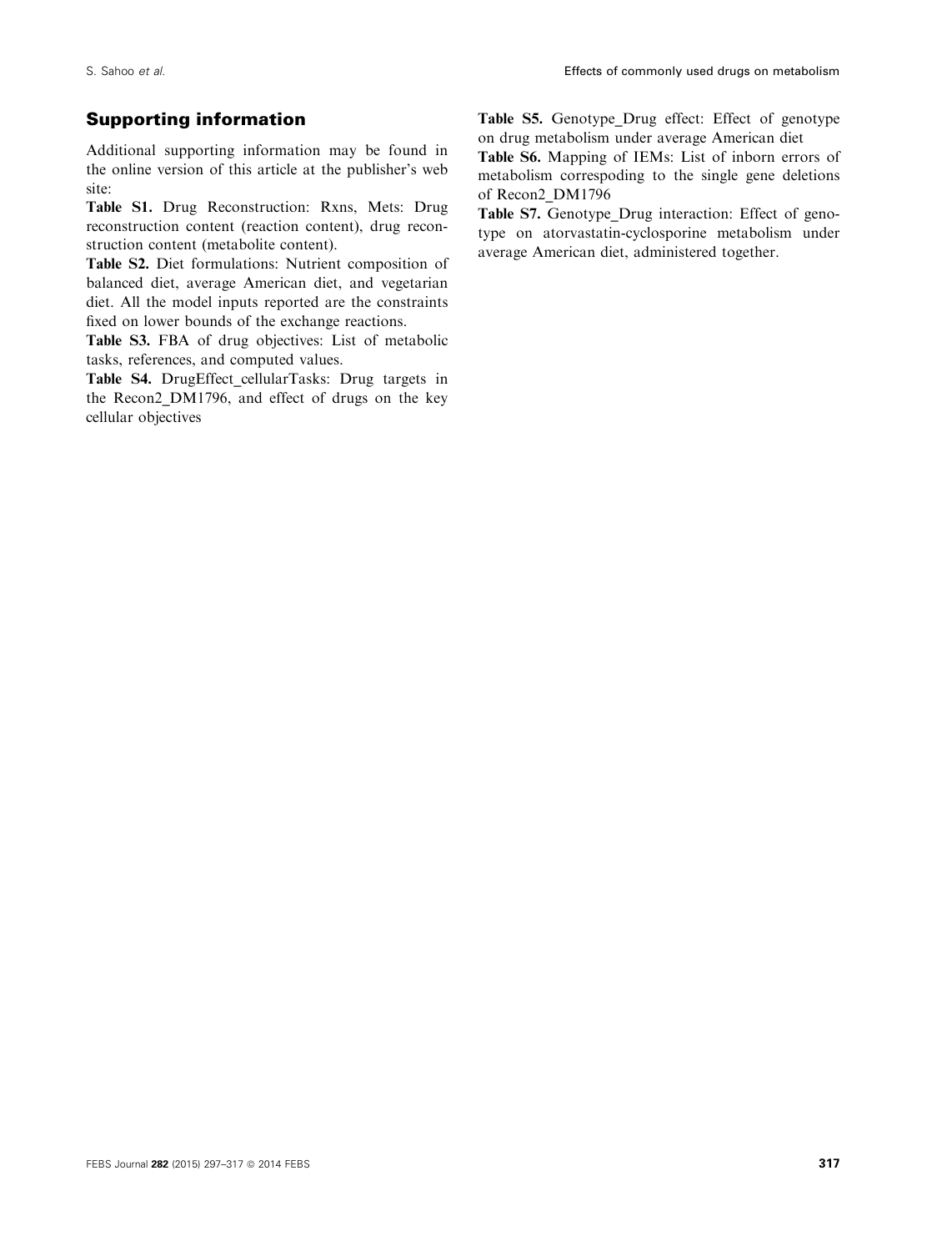## Supporting information

Additional supporting information may be found in the online version of this article at the publisher's web site:

**Table S1.** Drug Reconstruction: Rxns, Mets: Drug reconstruction content (reaction content), drug reconstruction content (metabolite content).

**Table S2.** Diet formulations: Nutrient composition of balanced diet, average American diet, and vegetarian diet. All the model inputs reported are the constraints fixed on lower bounds of the exchange reactions.

**Table S3.** FBA of drug objectives: List of metabolic tasks, references, and computed values.

**Table S4.** DrugEffect_cellularTasks: Drug targets in the Recon2_DM1796, and effect of drugs on the key cellular objectives

**Table S5.** Genotype_Drug effect: Effect of genotype on drug metabolism under average American diet

**Table S6.** Mapping of IEMs: List of inborn errors of metabolism correspoding to the single gene deletions of Recon2_DM1796

**Table S7.** Genotype_Drug interaction: Effect of genotype on atorvastatin-cyclosporine metabolism under average American diet, administered together.